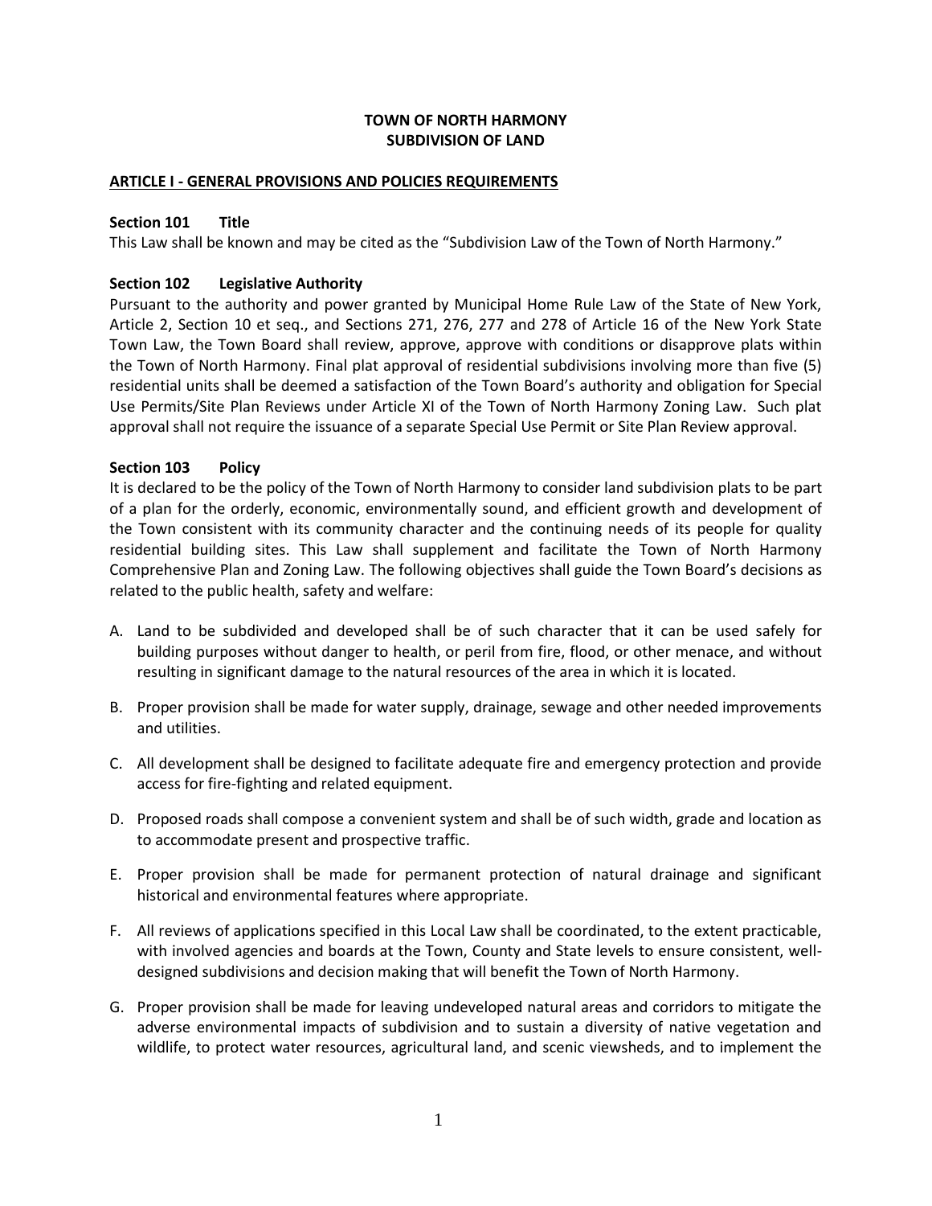# TOWN OF NORTH HARMONY
# SUBDIVISION OF LAND

## ARTICLE I - GENERAL PROVISIONS AND POLICIES REQUIREMENTS

### Section 101 Title

This Law shall be known and may be cited as the "Subdivision Law of the Town of North Harmony."

### Section 102 Legislative Authority

Pursuant to the authority and power granted by Municipal Home Rule Law of the State of New York, Article 2, Section 10 et seq., and Sections 271, 276, 277 and 278 of Article 16 of the New York State Town Law, the Town Board shall review, approve, approve with conditions or disapprove plats within the Town of North Harmony. Final plat approval of residential subdivisions involving more than five (5) residential units shall be deemed a satisfaction of the Town Board's authority and obligation for Special Use Permits/Site Plan Reviews under Article XI of the Town of North Harmony Zoning Law. Such plat approval shall not require the issuance of a separate Special Use Permit or Site Plan Review approval.

### Section 103 Policy

It is declared to be the policy of the Town of North Harmony to consider land subdivision plats to be part of a plan for the orderly, economic, environmentally sound, and efficient growth and development of the Town consistent with its community character and the continuing needs of its people for quality residential building sites. This Law shall supplement and facilitate the Town of North Harmony Comprehensive Plan and Zoning Law. The following objectives shall guide the Town Board's decisions as related to the public health, safety and welfare:

A. Land to be subdivided and developed shall be of such character that it can be used safely for building purposes without danger to health, or peril from fire, flood, or other menace, and without resulting in significant damage to the natural resources of the area in which it is located.

B. Proper provision shall be made for water supply, drainage, sewage and other needed improvements and utilities.

C. All development shall be designed to facilitate adequate fire and emergency protection and provide access for fire-fighting and related equipment.

D. Proposed roads shall compose a convenient system and shall be of such width, grade and location as to accommodate present and prospective traffic.

E. Proper provision shall be made for permanent protection of natural drainage and significant historical and environmental features where appropriate.

F. All reviews of applications specified in this Local Law shall be coordinated, to the extent practicable, with involved agencies and boards at the Town, County and State levels to ensure consistent, well-designed subdivisions and decision making that will benefit the Town of North Harmony.

G. Proper provision shall be made for leaving undeveloped natural areas and corridors to mitigate the adverse environmental impacts of subdivision and to sustain a diversity of native vegetation and wildlife, to protect water resources, agricultural land, and scenic viewsheds, and to implement the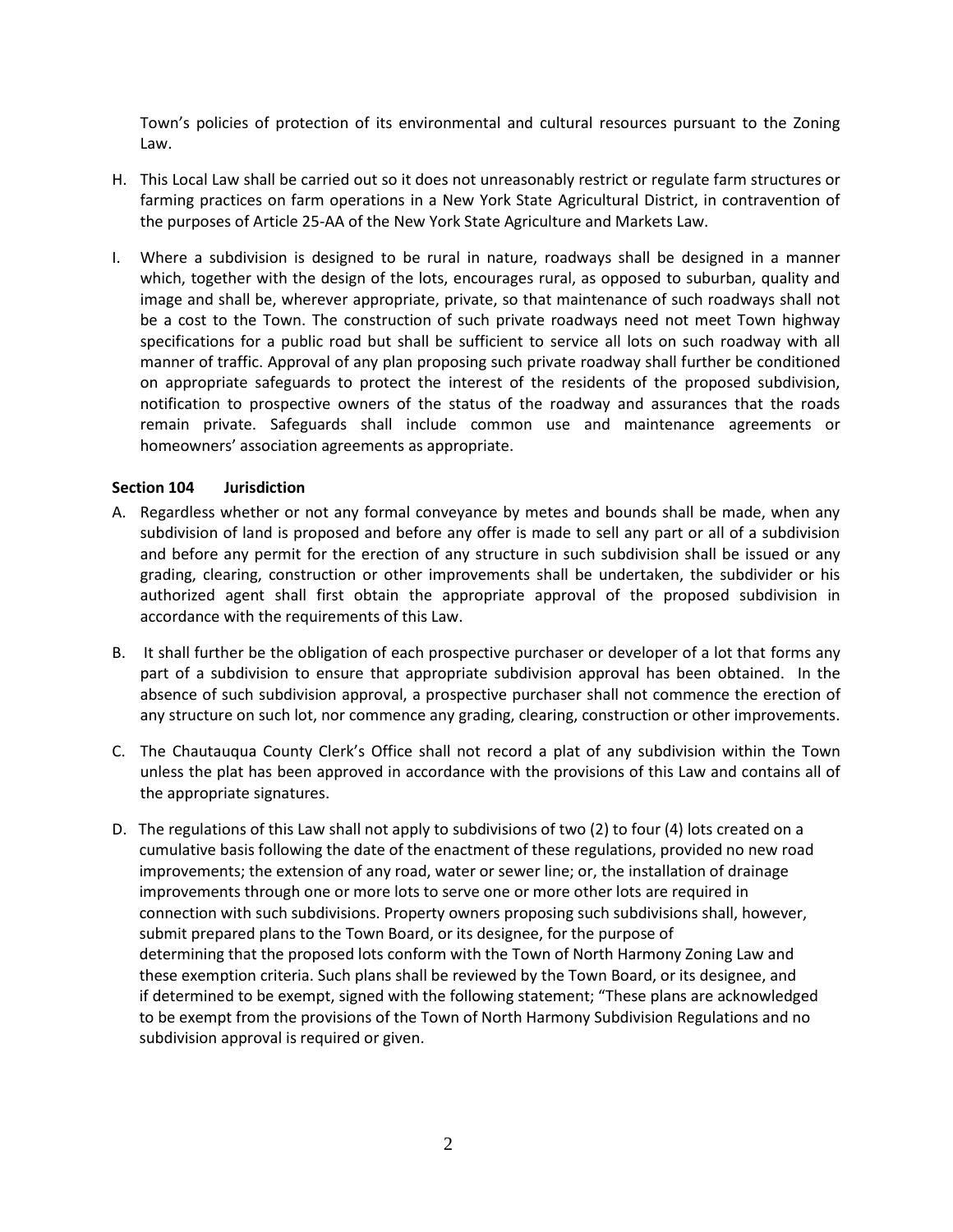Town's policies of protection of its environmental and cultural resources pursuant to the Zoning Law.

H. This Local Law shall be carried out so it does not unreasonably restrict or regulate farm structures or farming practices on farm operations in a New York State Agricultural District, in contravention of the purposes of Article 25-AA of the New York State Agriculture and Markets Law.

I. Where a subdivision is designed to be rural in nature, roadways shall be designed in a manner which, together with the design of the lots, encourages rural, as opposed to suburban, quality and image and shall be, wherever appropriate, private, so that maintenance of such roadways shall not be a cost to the Town. The construction of such private roadways need not meet Town highway specifications for a public road but shall be sufficient to service all lots on such roadway with all manner of traffic. Approval of any plan proposing such private roadway shall further be conditioned on appropriate safeguards to protect the interest of the residents of the proposed subdivision, notification to prospective owners of the status of the roadway and assurances that the roads remain private. Safeguards shall include common use and maintenance agreements or homeowners' association agreements as appropriate.

**Section 104 Jurisdiction**

A. Regardless whether or not any formal conveyance by metes and bounds shall be made, when any subdivision of land is proposed and before any offer is made to sell any part or all of a subdivision and before any permit for the erection of any structure in such subdivision shall be issued or any grading, clearing, construction or other improvements shall be undertaken, the subdivider or his authorized agent shall first obtain the appropriate approval of the proposed subdivision in accordance with the requirements of this Law.

B. It shall further be the obligation of each prospective purchaser or developer of a lot that forms any part of a subdivision to ensure that appropriate subdivision approval has been obtained. In the absence of such subdivision approval, a prospective purchaser shall not commence the erection of any structure on such lot, nor commence any grading, clearing, construction or other improvements.

C. The Chautauqua County Clerk's Office shall not record a plat of any subdivision within the Town unless the plat has been approved in accordance with the provisions of this Law and contains all of the appropriate signatures.

D. The regulations of this Law shall not apply to subdivisions of two (2) to four (4) lots created on a cumulative basis following the date of the enactment of these regulations, provided no new road improvements; the extension of any road, water or sewer line; or, the installation of drainage improvements through one or more lots to serve one or more other lots are required in connection with such subdivisions. Property owners proposing such subdivisions shall, however, submit prepared plans to the Town Board, or its designee, for the purpose of determining that the proposed lots conform with the Town of North Harmony Zoning Law and these exemption criteria. Such plans shall be reviewed by the Town Board, or its designee, and if determined to be exempt, signed with the following statement; "These plans are acknowledged to be exempt from the provisions of the Town of North Harmony Subdivision Regulations and no subdivision approval is required or given.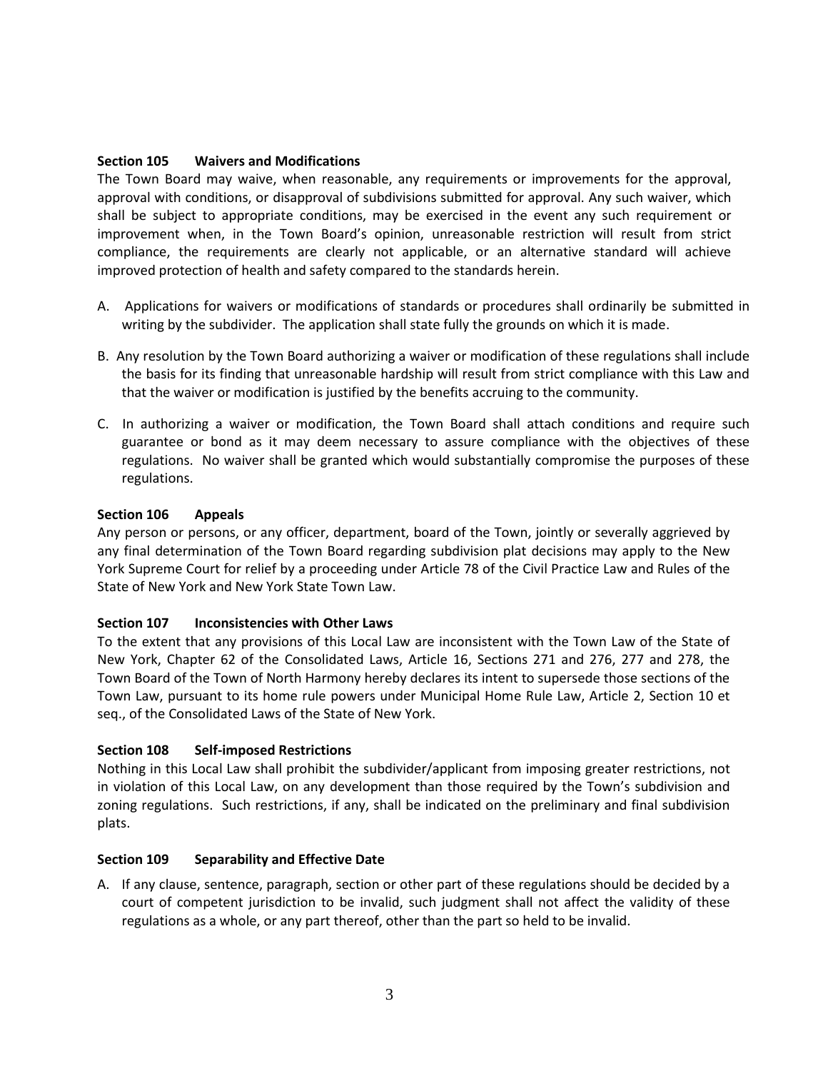### Section 105 Waivers and Modifications

The Town Board may waive, when reasonable, any requirements or improvements for the approval, approval with conditions, or disapproval of subdivisions submitted for approval. Any such waiver, which shall be subject to appropriate conditions, may be exercised in the event any such requirement or improvement when, in the Town Board's opinion, unreasonable restriction will result from strict compliance, the requirements are clearly not applicable, or an alternative standard will achieve improved protection of health and safety compared to the standards herein.

A. Applications for waivers or modifications of standards or procedures shall ordinarily be submitted in writing by the subdivider. The application shall state fully the grounds on which it is made.

B. Any resolution by the Town Board authorizing a waiver or modification of these regulations shall include the basis for its finding that unreasonable hardship will result from strict compliance with this Law and that the waiver or modification is justified by the benefits accruing to the community.

C. In authorizing a waiver or modification, the Town Board shall attach conditions and require such guarantee or bond as it may deem necessary to assure compliance with the objectives of these regulations. No waiver shall be granted which would substantially compromise the purposes of these regulations.

### Section 106 Appeals

Any person or persons, or any officer, department, board of the Town, jointly or severally aggrieved by any final determination of the Town Board regarding subdivision plat decisions may apply to the New York Supreme Court for relief by a proceeding under Article 78 of the Civil Practice Law and Rules of the State of New York and New York State Town Law.

### Section 107 Inconsistencies with Other Laws

To the extent that any provisions of this Local Law are inconsistent with the Town Law of the State of New York, Chapter 62 of the Consolidated Laws, Article 16, Sections 271 and 276, 277 and 278, the Town Board of the Town of North Harmony hereby declares its intent to supersede those sections of the Town Law, pursuant to its home rule powers under Municipal Home Rule Law, Article 2, Section 10 et seq., of the Consolidated Laws of the State of New York.

### Section 108 Self-imposed Restrictions

Nothing in this Local Law shall prohibit the subdivider/applicant from imposing greater restrictions, not in violation of this Local Law, on any development than those required by the Town's subdivision and zoning regulations. Such restrictions, if any, shall be indicated on the preliminary and final subdivision plats.

### Section 109 Separability and Effective Date

A. If any clause, sentence, paragraph, section or other part of these regulations should be decided by a court of competent jurisdiction to be invalid, such judgment shall not affect the validity of these regulations as a whole, or any part thereof, other than the part so held to be invalid.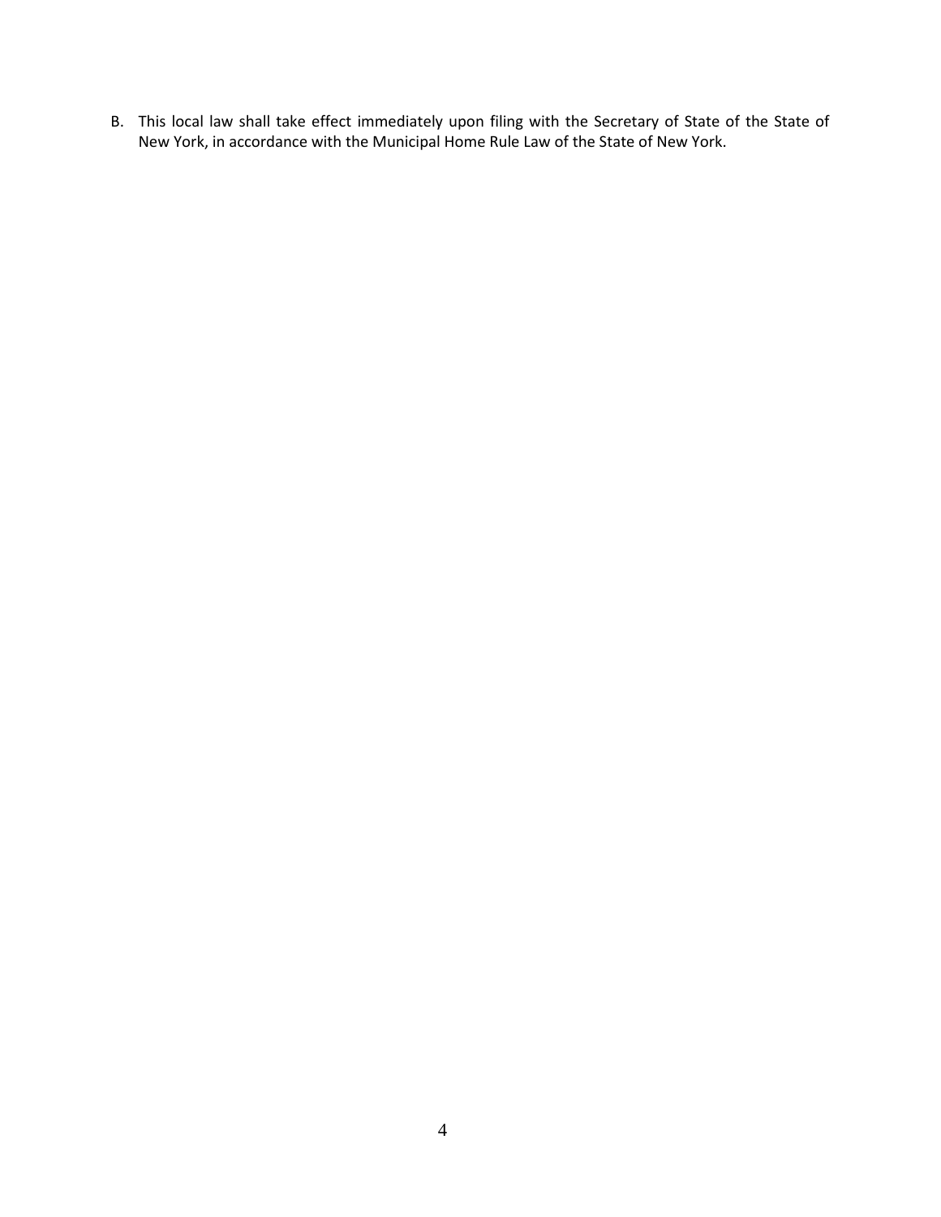B. This local law shall take effect immediately upon filing with the Secretary of State of the State of New York, in accordance with the Municipal Home Rule Law of the State of New York.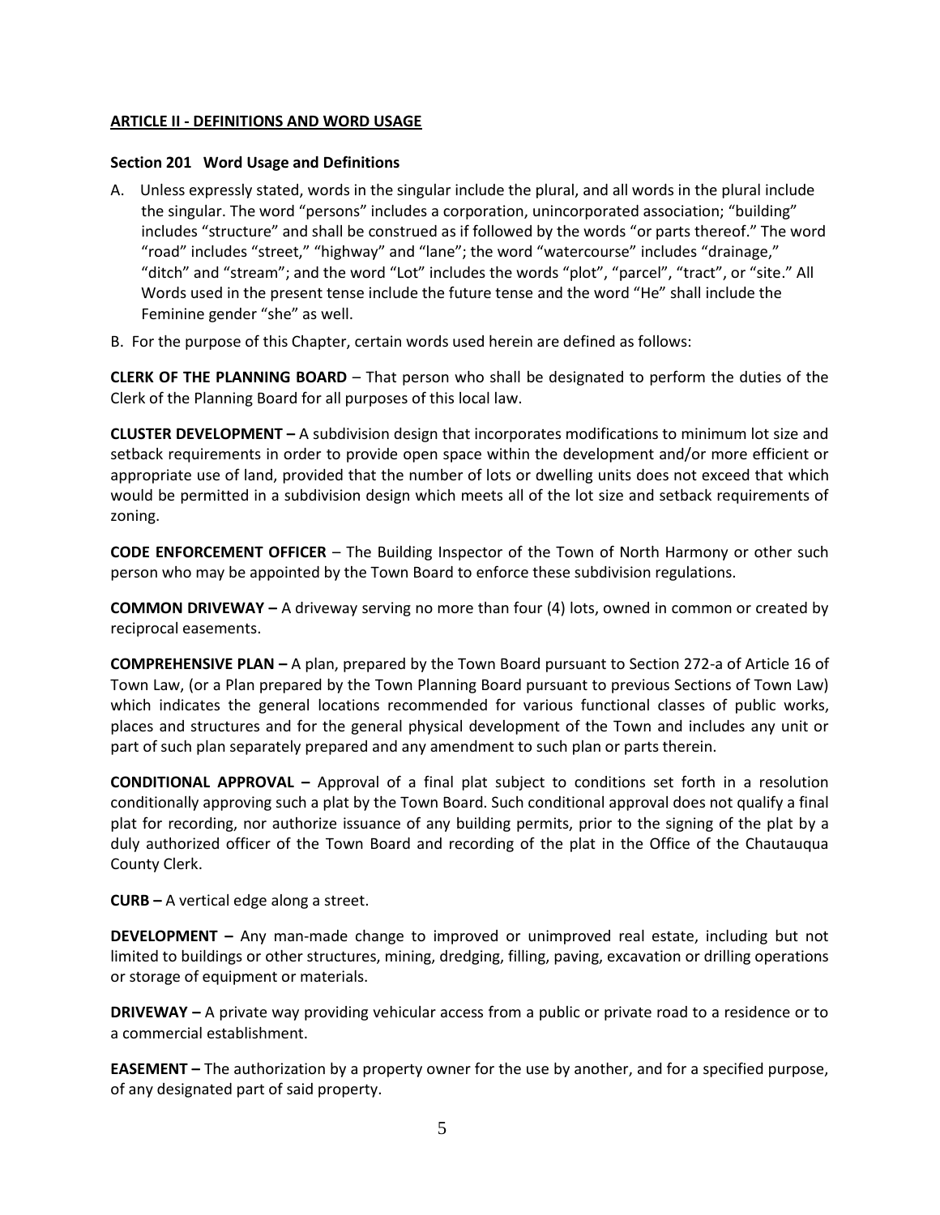**ARTICLE II - DEFINITIONS AND WORD USAGE**

**Section 201 Word Usage and Definitions**

A. Unless expressly stated, words in the singular include the plural, and all words in the plural include the singular. The word "persons" includes a corporation, unincorporated association; "building" includes "structure" and shall be construed as if followed by the words "or parts thereof." The word "road" includes "street," "highway" and "lane"; the word "watercourse" includes "drainage," "ditch" and "stream"; and the word "Lot" includes the words "plot", "parcel", "tract", or "site." All Words used in the present tense include the future tense and the word "He" shall include the Feminine gender "she" as well.

B. For the purpose of this Chapter, certain words used herein are defined as follows:

**CLERK OF THE PLANNING BOARD** – That person who shall be designated to perform the duties of the Clerk of the Planning Board for all purposes of this local law.

**CLUSTER DEVELOPMENT –** A subdivision design that incorporates modifications to minimum lot size and setback requirements in order to provide open space within the development and/or more efficient or appropriate use of land, provided that the number of lots or dwelling units does not exceed that which would be permitted in a subdivision design which meets all of the lot size and setback requirements of zoning.

**CODE ENFORCEMENT OFFICER** – The Building Inspector of the Town of North Harmony or other such person who may be appointed by the Town Board to enforce these subdivision regulations.

**COMMON DRIVEWAY –** A driveway serving no more than four (4) lots, owned in common or created by reciprocal easements.

**COMPREHENSIVE PLAN –** A plan, prepared by the Town Board pursuant to Section 272-a of Article 16 of Town Law, (or a Plan prepared by the Town Planning Board pursuant to previous Sections of Town Law) which indicates the general locations recommended for various functional classes of public works, places and structures and for the general physical development of the Town and includes any unit or part of such plan separately prepared and any amendment to such plan or parts therein.

**CONDITIONAL APPROVAL –** Approval of a final plat subject to conditions set forth in a resolution conditionally approving such a plat by the Town Board. Such conditional approval does not qualify a final plat for recording, nor authorize issuance of any building permits, prior to the signing of the plat by a duly authorized officer of the Town Board and recording of the plat in the Office of the Chautauqua County Clerk.

**CURB –** A vertical edge along a street.

**DEVELOPMENT –** Any man-made change to improved or unimproved real estate, including but not limited to buildings or other structures, mining, dredging, filling, paving, excavation or drilling operations or storage of equipment or materials.

**DRIVEWAY –** A private way providing vehicular access from a public or private road to a residence or to a commercial establishment.

**EASEMENT –** The authorization by a property owner for the use by another, and for a specified purpose, of any designated part of said property.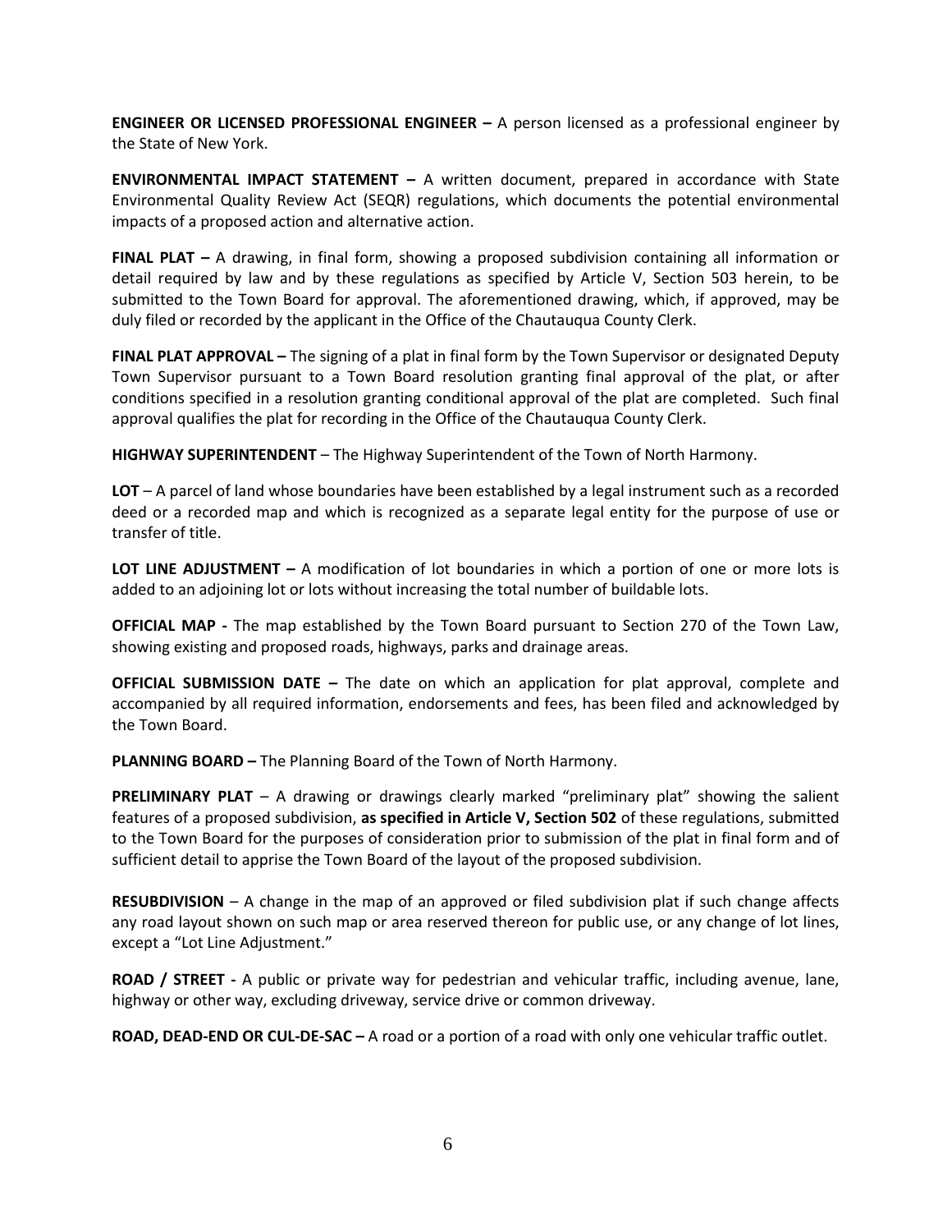**ENGINEER OR LICENSED PROFESSIONAL ENGINEER –** A person licensed as a professional engineer by the State of New York.

**ENVIRONMENTAL IMPACT STATEMENT –** A written document, prepared in accordance with State Environmental Quality Review Act (SEQR) regulations, which documents the potential environmental impacts of a proposed action and alternative action.

**FINAL PLAT –** A drawing, in final form, showing a proposed subdivision containing all information or detail required by law and by these regulations as specified by Article V, Section 503 herein, to be submitted to the Town Board for approval. The aforementioned drawing, which, if approved, may be duly filed or recorded by the applicant in the Office of the Chautauqua County Clerk.

**FINAL PLAT APPROVAL –** The signing of a plat in final form by the Town Supervisor or designated Deputy Town Supervisor pursuant to a Town Board resolution granting final approval of the plat, or after conditions specified in a resolution granting conditional approval of the plat are completed. Such final approval qualifies the plat for recording in the Office of the Chautauqua County Clerk.

**HIGHWAY SUPERINTENDENT** – The Highway Superintendent of the Town of North Harmony.

**LOT** – A parcel of land whose boundaries have been established by a legal instrument such as a recorded deed or a recorded map and which is recognized as a separate legal entity for the purpose of use or transfer of title.

**LOT LINE ADJUSTMENT –** A modification of lot boundaries in which a portion of one or more lots is added to an adjoining lot or lots without increasing the total number of buildable lots.

**OFFICIAL MAP -** The map established by the Town Board pursuant to Section 270 of the Town Law, showing existing and proposed roads, highways, parks and drainage areas.

**OFFICIAL SUBMISSION DATE –** The date on which an application for plat approval, complete and accompanied by all required information, endorsements and fees, has been filed and acknowledged by the Town Board.

**PLANNING BOARD –** The Planning Board of the Town of North Harmony.

**PRELIMINARY PLAT** – A drawing or drawings clearly marked "preliminary plat" showing the salient features of a proposed subdivision, **as specified in Article V, Section 502** of these regulations, submitted to the Town Board for the purposes of consideration prior to submission of the plat in final form and of sufficient detail to apprise the Town Board of the layout of the proposed subdivision.

**RESUBDIVISION** – A change in the map of an approved or filed subdivision plat if such change affects any road layout shown on such map or area reserved thereon for public use, or any change of lot lines, except a "Lot Line Adjustment."

**ROAD / STREET -** A public or private way for pedestrian and vehicular traffic, including avenue, lane, highway or other way, excluding driveway, service drive or common driveway.

**ROAD, DEAD-END OR CUL-DE-SAC –** A road or a portion of a road with only one vehicular traffic outlet.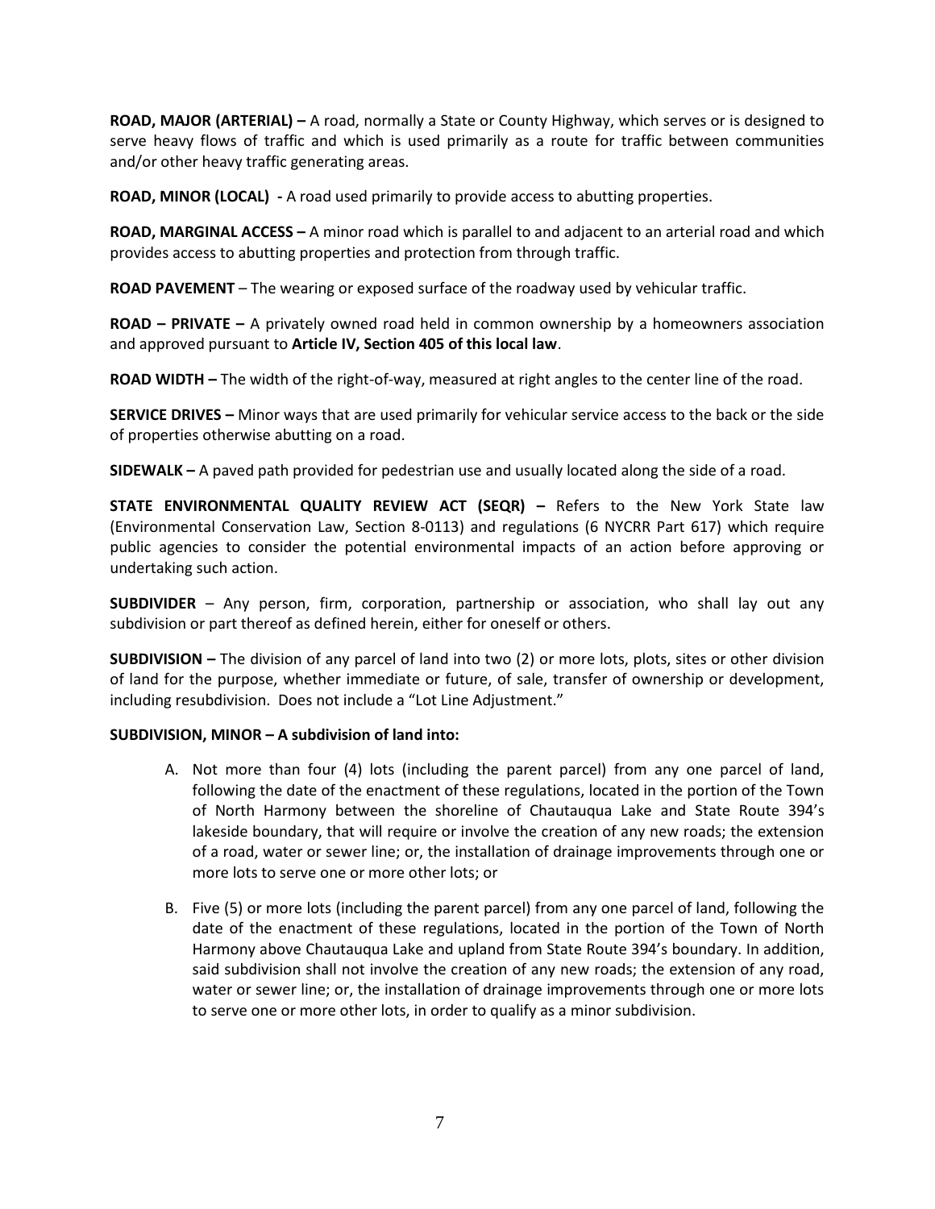**ROAD, MAJOR (ARTERIAL) –** A road, normally a State or County Highway, which serves or is designed to serve heavy flows of traffic and which is used primarily as a route for traffic between communities and/or other heavy traffic generating areas.

**ROAD, MINOR (LOCAL) -** A road used primarily to provide access to abutting properties.

**ROAD, MARGINAL ACCESS –** A minor road which is parallel to and adjacent to an arterial road and which provides access to abutting properties and protection from through traffic.

**ROAD PAVEMENT** – The wearing or exposed surface of the roadway used by vehicular traffic.

**ROAD – PRIVATE –** A privately owned road held in common ownership by a homeowners association and approved pursuant to **Article IV, Section 405 of this local law**.

**ROAD WIDTH –** The width of the right-of-way, measured at right angles to the center line of the road.

**SERVICE DRIVES –** Minor ways that are used primarily for vehicular service access to the back or the side of properties otherwise abutting on a road.

**SIDEWALK –** A paved path provided for pedestrian use and usually located along the side of a road.

**STATE ENVIRONMENTAL QUALITY REVIEW ACT (SEQR) –** Refers to the New York State law (Environmental Conservation Law, Section 8-0113) and regulations (6 NYCRR Part 617) which require public agencies to consider the potential environmental impacts of an action before approving or undertaking such action.

**SUBDIVIDER** – Any person, firm, corporation, partnership or association, who shall lay out any subdivision or part thereof as defined herein, either for oneself or others.

**SUBDIVISION –** The division of any parcel of land into two (2) or more lots, plots, sites or other division of land for the purpose, whether immediate or future, of sale, transfer of ownership or development, including resubdivision. Does not include a "Lot Line Adjustment."

**SUBDIVISION, MINOR – A subdivision of land into:**

A. Not more than four (4) lots (including the parent parcel) from any one parcel of land, following the date of the enactment of these regulations, located in the portion of the Town of North Harmony between the shoreline of Chautauqua Lake and State Route 394's lakeside boundary, that will require or involve the creation of any new roads; the extension of a road, water or sewer line; or, the installation of drainage improvements through one or more lots to serve one or more other lots; or

B. Five (5) or more lots (including the parent parcel) from any one parcel of land, following the date of the enactment of these regulations, located in the portion of the Town of North Harmony above Chautauqua Lake and upland from State Route 394's boundary. In addition, said subdivision shall not involve the creation of any new roads; the extension of any road, water or sewer line; or, the installation of drainage improvements through one or more lots to serve one or more other lots, in order to qualify as a minor subdivision.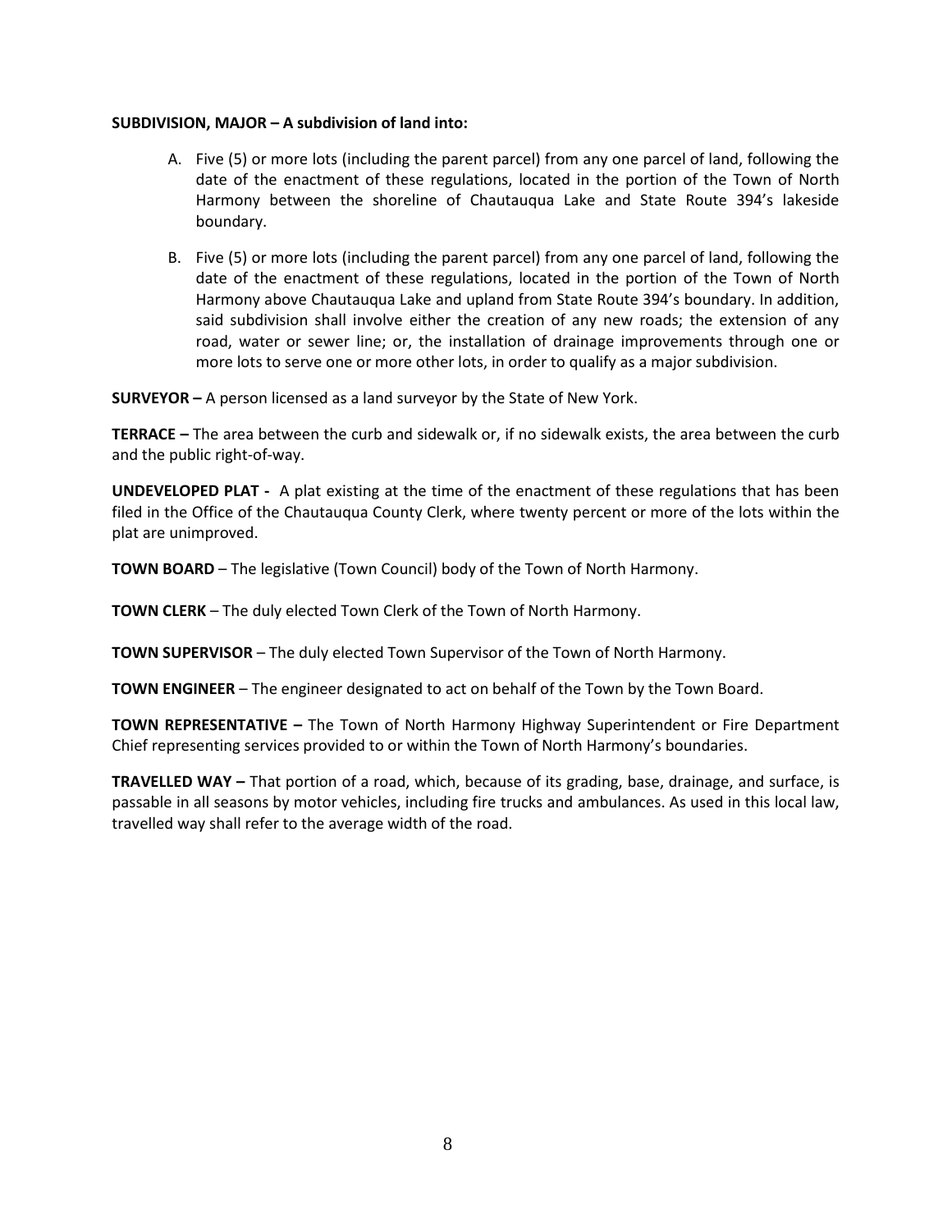**SUBDIVISION, MAJOR – A subdivision of land into:**

A. Five (5) or more lots (including the parent parcel) from any one parcel of land, following the date of the enactment of these regulations, located in the portion of the Town of North Harmony between the shoreline of Chautauqua Lake and State Route 394's lakeside boundary.

B. Five (5) or more lots (including the parent parcel) from any one parcel of land, following the date of the enactment of these regulations, located in the portion of the Town of North Harmony above Chautauqua Lake and upland from State Route 394's boundary. In addition, said subdivision shall involve either the creation of any new roads; the extension of any road, water or sewer line; or, the installation of drainage improvements through one or more lots to serve one or more other lots, in order to qualify as a major subdivision.

**SURVEYOR –** A person licensed as a land surveyor by the State of New York.

**TERRACE –** The area between the curb and sidewalk or, if no sidewalk exists, the area between the curb and the public right-of-way.

**UNDEVELOPED PLAT -** A plat existing at the time of the enactment of these regulations that has been filed in the Office of the Chautauqua County Clerk, where twenty percent or more of the lots within the plat are unimproved.

**TOWN BOARD** – The legislative (Town Council) body of the Town of North Harmony.

**TOWN CLERK** – The duly elected Town Clerk of the Town of North Harmony.

**TOWN SUPERVISOR** – The duly elected Town Supervisor of the Town of North Harmony.

**TOWN ENGINEER** – The engineer designated to act on behalf of the Town by the Town Board.

**TOWN REPRESENTATIVE –** The Town of North Harmony Highway Superintendent or Fire Department Chief representing services provided to or within the Town of North Harmony's boundaries.

**TRAVELLED WAY –** That portion of a road, which, because of its grading, base, drainage, and surface, is passable in all seasons by motor vehicles, including fire trucks and ambulances. As used in this local law, travelled way shall refer to the average width of the road.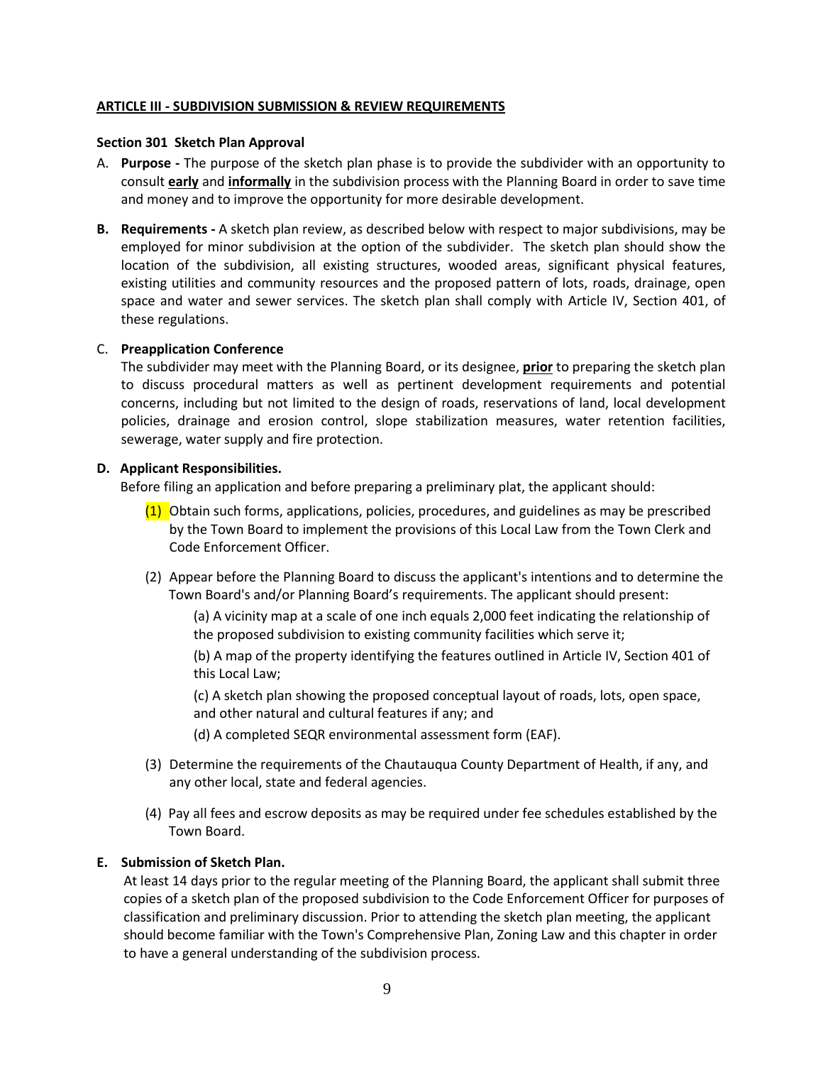## ARTICLE III - SUBDIVISION SUBMISSION & REVIEW REQUIREMENTS

### Section 301 Sketch Plan Approval

A. **Purpose -** The purpose of the sketch plan phase is to provide the subdivider with an opportunity to consult **early** and **informally** in the subdivision process with the Planning Board in order to save time and money and to improve the opportunity for more desirable development.

**B. Requirements -** A sketch plan review, as described below with respect to major subdivisions, may be employed for minor subdivision at the option of the subdivider. The sketch plan should show the location of the subdivision, all existing structures, wooded areas, significant physical features, existing utilities and community resources and the proposed pattern of lots, roads, drainage, open space and water and sewer services. The sketch plan shall comply with Article IV, Section 401, of these regulations.

C. **Preapplication Conference**

The subdivider may meet with the Planning Board, or its designee, **prior** to preparing the sketch plan to discuss procedural matters as well as pertinent development requirements and potential concerns, including but not limited to the design of roads, reservations of land, local development policies, drainage and erosion control, slope stabilization measures, water retention facilities, sewerage, water supply and fire protection.

**D. Applicant Responsibilities.**

Before filing an application and before preparing a preliminary plat, the applicant should:

(1) Obtain such forms, applications, policies, procedures, and guidelines as may be prescribed by the Town Board to implement the provisions of this Local Law from the Town Clerk and Code Enforcement Officer.

(2) Appear before the Planning Board to discuss the applicant's intentions and to determine the Town Board's and/or Planning Board's requirements. The applicant should present:

(a) A vicinity map at a scale of one inch equals 2,000 feet indicating the relationship of the proposed subdivision to existing community facilities which serve it;

(b) A map of the property identifying the features outlined in Article IV, Section 401 of this Local Law;

(c) A sketch plan showing the proposed conceptual layout of roads, lots, open space, and other natural and cultural features if any; and

(d) A completed SEQR environmental assessment form (EAF).

(3) Determine the requirements of the Chautauqua County Department of Health, if any, and any other local, state and federal agencies.

(4) Pay all fees and escrow deposits as may be required under fee schedules established by the Town Board.

**E. Submission of Sketch Plan.**

At least 14 days prior to the regular meeting of the Planning Board, the applicant shall submit three copies of a sketch plan of the proposed subdivision to the Code Enforcement Officer for purposes of classification and preliminary discussion. Prior to attending the sketch plan meeting, the applicant should become familiar with the Town's Comprehensive Plan, Zoning Law and this chapter in order to have a general understanding of the subdivision process.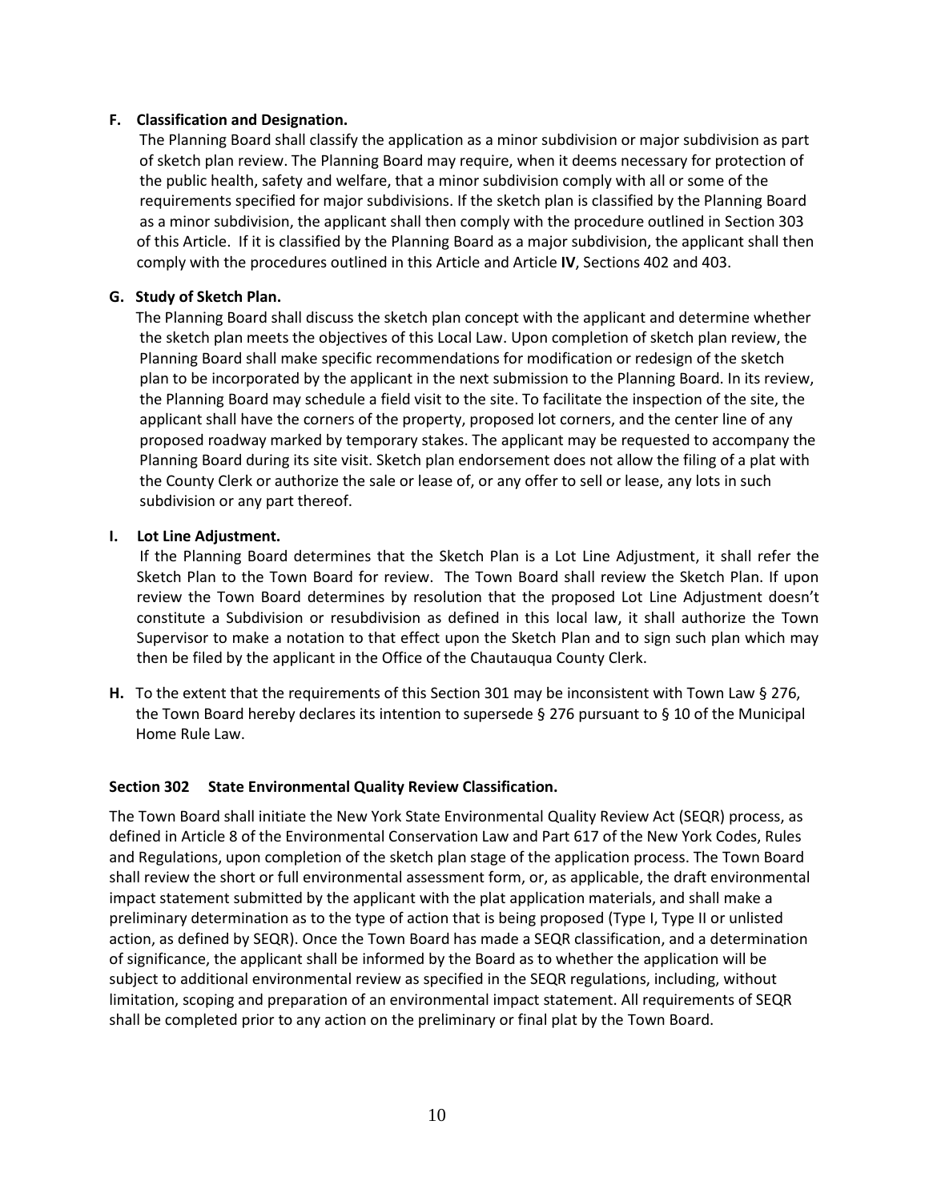**F. Classification and Designation.**

The Planning Board shall classify the application as a minor subdivision or major subdivision as part of sketch plan review. The Planning Board may require, when it deems necessary for protection of the public health, safety and welfare, that a minor subdivision comply with all or some of the requirements specified for major subdivisions. If the sketch plan is classified by the Planning Board as a minor subdivision, the applicant shall then comply with the procedure outlined in Section 303 of this Article. If it is classified by the Planning Board as a major subdivision, the applicant shall then comply with the procedures outlined in this Article and Article **IV**, Sections 402 and 403.

**G. Study of Sketch Plan.**

The Planning Board shall discuss the sketch plan concept with the applicant and determine whether the sketch plan meets the objectives of this Local Law. Upon completion of sketch plan review, the Planning Board shall make specific recommendations for modification or redesign of the sketch plan to be incorporated by the applicant in the next submission to the Planning Board. In its review, the Planning Board may schedule a field visit to the site. To facilitate the inspection of the site, the applicant shall have the corners of the property, proposed lot corners, and the center line of any proposed roadway marked by temporary stakes. The applicant may be requested to accompany the Planning Board during its site visit. Sketch plan endorsement does not allow the filing of a plat with the County Clerk or authorize the sale or lease of, or any offer to sell or lease, any lots in such subdivision or any part thereof.

**I. Lot Line Adjustment.**

If the Planning Board determines that the Sketch Plan is a Lot Line Adjustment, it shall refer the Sketch Plan to the Town Board for review. The Town Board shall review the Sketch Plan. If upon review the Town Board determines by resolution that the proposed Lot Line Adjustment doesn't constitute a Subdivision or resubdivision as defined in this local law, it shall authorize the Town Supervisor to make a notation to that effect upon the Sketch Plan and to sign such plan which may then be filed by the applicant in the Office of the Chautauqua County Clerk.

**H.** To the extent that the requirements of this Section 301 may be inconsistent with Town Law § 276, the Town Board hereby declares its intention to supersede § 276 pursuant to § 10 of the Municipal Home Rule Law.

**Section 302 State Environmental Quality Review Classification.**

The Town Board shall initiate the New York State Environmental Quality Review Act (SEQR) process, as defined in Article 8 of the Environmental Conservation Law and Part 617 of the New York Codes, Rules and Regulations, upon completion of the sketch plan stage of the application process. The Town Board shall review the short or full environmental assessment form, or, as applicable, the draft environmental impact statement submitted by the applicant with the plat application materials, and shall make a preliminary determination as to the type of action that is being proposed (Type I, Type II or unlisted action, as defined by SEQR). Once the Town Board has made a SEQR classification, and a determination of significance, the applicant shall be informed by the Board as to whether the application will be subject to additional environmental review as specified in the SEQR regulations, including, without limitation, scoping and preparation of an environmental impact statement. All requirements of SEQR shall be completed prior to any action on the preliminary or final plat by the Town Board.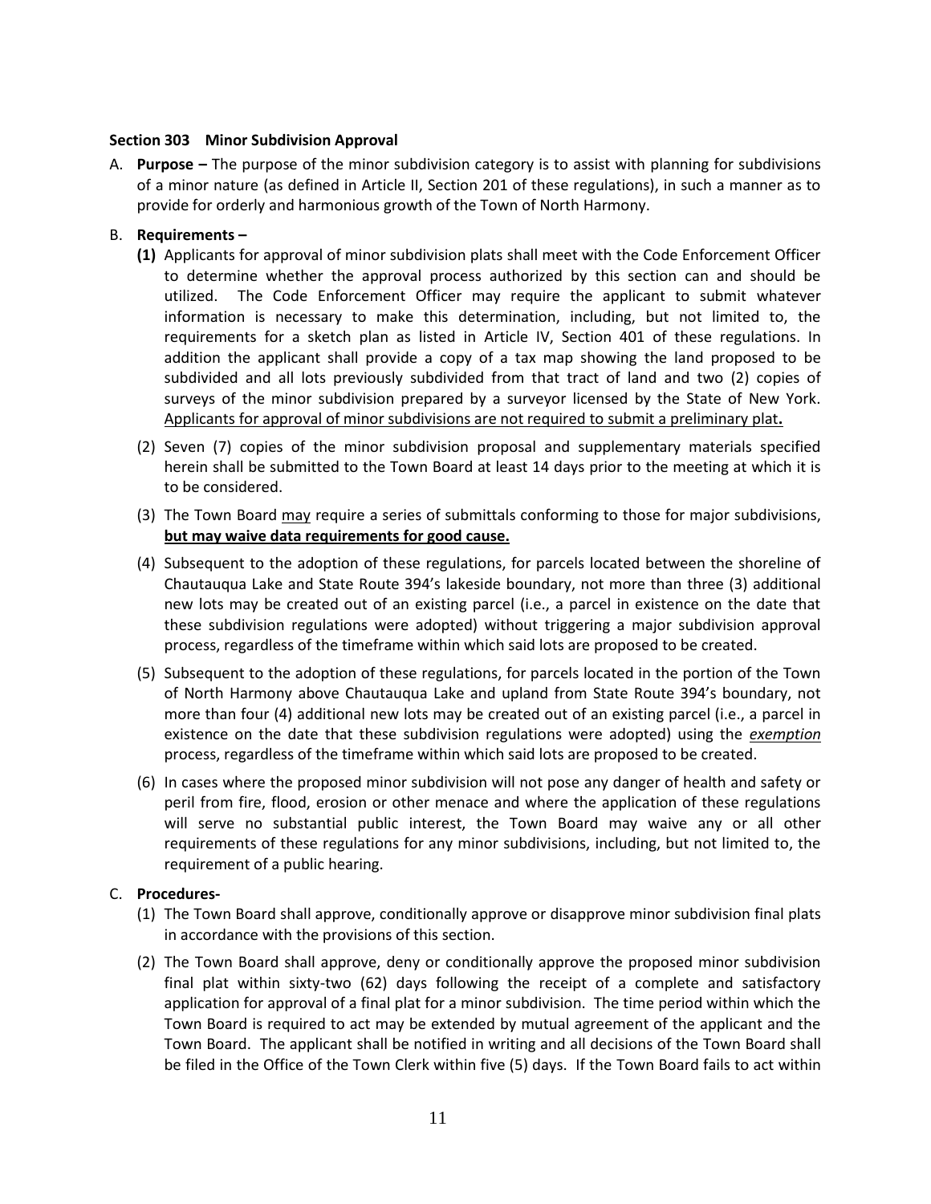**Section 303 Minor Subdivision Approval**

A. **Purpose –** The purpose of the minor subdivision category is to assist with planning for subdivisions of a minor nature (as defined in Article II, Section 201 of these regulations), in such a manner as to provide for orderly and harmonious growth of the Town of North Harmony.

B. **Requirements –**

   **(1)** Applicants for approval of minor subdivision plats shall meet with the Code Enforcement Officer to determine whether the approval process authorized by this section can and should be utilized. The Code Enforcement Officer may require the applicant to submit whatever information is necessary to make this determination, including, but not limited to, the requirements for a sketch plan as listed in Article IV, Section 401 of these regulations. In addition the applicant shall provide a copy of a tax map showing the land proposed to be subdivided and all lots previously subdivided from that tract of land and two (2) copies of surveys of the minor subdivision prepared by a surveyor licensed by the State of New York. <u>Applicants for approval of minor subdivisions are not required to submit a preliminary plat</u>**.**

   (2) Seven (7) copies of the minor subdivision proposal and supplementary materials specified herein shall be submitted to the Town Board at least 14 days prior to the meeting at which it is to be considered.

   (3) The Town Board <u>may</u> require a series of submittals conforming to those for major subdivisions, **<u>but may waive data requirements for good cause.</u>**

   (4) Subsequent to the adoption of these regulations, for parcels located between the shoreline of Chautauqua Lake and State Route 394's lakeside boundary, not more than three (3) additional new lots may be created out of an existing parcel (i.e., a parcel in existence on the date that these subdivision regulations were adopted) without triggering a major subdivision approval process, regardless of the timeframe within which said lots are proposed to be created.

   (5) Subsequent to the adoption of these regulations, for parcels located in the portion of the Town of North Harmony above Chautauqua Lake and upland from State Route 394's boundary, not more than four (4) additional new lots may be created out of an existing parcel (i.e., a parcel in existence on the date that these subdivision regulations were adopted) using the <u>*exemption*</u> process, regardless of the timeframe within which said lots are proposed to be created.

   (6) In cases where the proposed minor subdivision will not pose any danger of health and safety or peril from fire, flood, erosion or other menace and where the application of these regulations will serve no substantial public interest, the Town Board may waive any or all other requirements of these regulations for any minor subdivisions, including, but not limited to, the requirement of a public hearing.

C. **Procedures-**

   (1) The Town Board shall approve, conditionally approve or disapprove minor subdivision final plats in accordance with the provisions of this section.

   (2) The Town Board shall approve, deny or conditionally approve the proposed minor subdivision final plat within sixty-two (62) days following the receipt of a complete and satisfactory application for approval of a final plat for a minor subdivision. The time period within which the Town Board is required to act may be extended by mutual agreement of the applicant and the Town Board. The applicant shall be notified in writing and all decisions of the Town Board shall be filed in the Office of the Town Clerk within five (5) days. If the Town Board fails to act within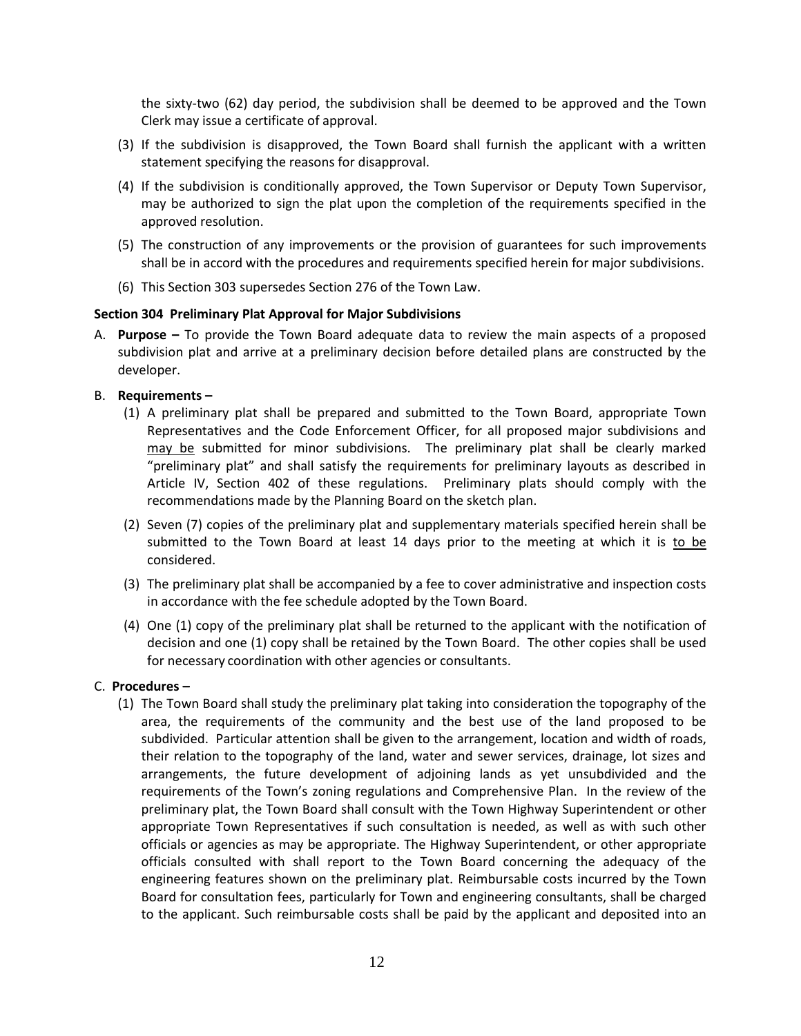the sixty-two (62) day period, the subdivision shall be deemed to be approved and the Town Clerk may issue a certificate of approval.

(3) If the subdivision is disapproved, the Town Board shall furnish the applicant with a written statement specifying the reasons for disapproval.

(4) If the subdivision is conditionally approved, the Town Supervisor or Deputy Town Supervisor, may be authorized to sign the plat upon the completion of the requirements specified in the approved resolution.

(5) The construction of any improvements or the provision of guarantees for such improvements shall be in accord with the procedures and requirements specified herein for major subdivisions.

(6) This Section 303 supersedes Section 276 of the Town Law.

**Section 304 Preliminary Plat Approval for Major Subdivisions**

A. **Purpose –** To provide the Town Board adequate data to review the main aspects of a proposed subdivision plat and arrive at a preliminary decision before detailed plans are constructed by the developer.

B. **Requirements –**

(1) A preliminary plat shall be prepared and submitted to the Town Board, appropriate Town Representatives and the Code Enforcement Officer, for all proposed major subdivisions and <u>may be</u> submitted for minor subdivisions. The preliminary plat shall be clearly marked "preliminary plat" and shall satisfy the requirements for preliminary layouts as described in Article IV, Section 402 of these regulations. Preliminary plats should comply with the recommendations made by the Planning Board on the sketch plan.

(2) Seven (7) copies of the preliminary plat and supplementary materials specified herein shall be submitted to the Town Board at least 14 days prior to the meeting at which it is <u>to be</u> considered.

(3) The preliminary plat shall be accompanied by a fee to cover administrative and inspection costs in accordance with the fee schedule adopted by the Town Board.

(4) One (1) copy of the preliminary plat shall be returned to the applicant with the notification of decision and one (1) copy shall be retained by the Town Board. The other copies shall be used for necessary coordination with other agencies or consultants.

C. **Procedures –**

(1) The Town Board shall study the preliminary plat taking into consideration the topography of the area, the requirements of the community and the best use of the land proposed to be subdivided. Particular attention shall be given to the arrangement, location and width of roads, their relation to the topography of the land, water and sewer services, drainage, lot sizes and arrangements, the future development of adjoining lands as yet unsubdivided and the requirements of the Town's zoning regulations and Comprehensive Plan. In the review of the preliminary plat, the Town Board shall consult with the Town Highway Superintendent or other appropriate Town Representatives if such consultation is needed, as well as with such other officials or agencies as may be appropriate. The Highway Superintendent, or other appropriate officials consulted with shall report to the Town Board concerning the adequacy of the engineering features shown on the preliminary plat. Reimbursable costs incurred by the Town Board for consultation fees, particularly for Town and engineering consultants, shall be charged to the applicant. Such reimbursable costs shall be paid by the applicant and deposited into an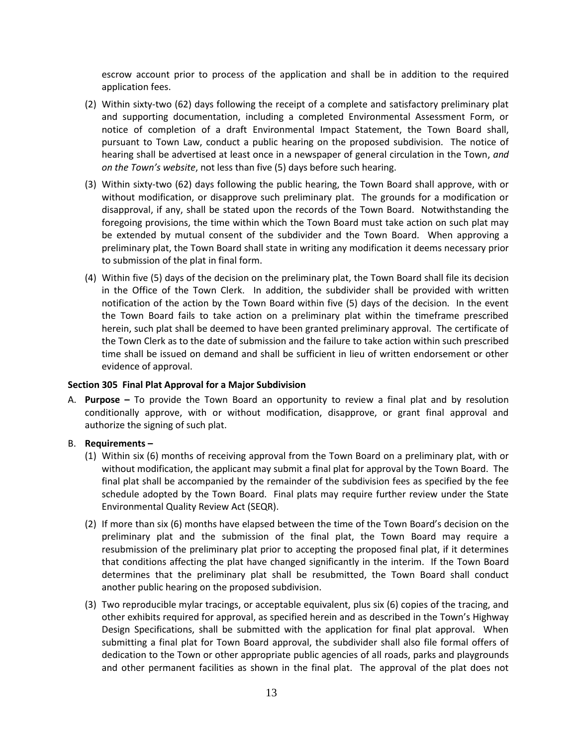escrow account prior to process of the application and shall be in addition to the required application fees.

(2) Within sixty-two (62) days following the receipt of a complete and satisfactory preliminary plat and supporting documentation, including a completed Environmental Assessment Form, or notice of completion of a draft Environmental Impact Statement, the Town Board shall, pursuant to Town Law, conduct a public hearing on the proposed subdivision. The notice of hearing shall be advertised at least once in a newspaper of general circulation in the Town, *and on the Town's website*, not less than five (5) days before such hearing.

(3) Within sixty-two (62) days following the public hearing, the Town Board shall approve, with or without modification, or disapprove such preliminary plat. The grounds for a modification or disapproval, if any, shall be stated upon the records of the Town Board. Notwithstanding the foregoing provisions, the time within which the Town Board must take action on such plat may be extended by mutual consent of the subdivider and the Town Board. When approving a preliminary plat, the Town Board shall state in writing any modification it deems necessary prior to submission of the plat in final form.

(4) Within five (5) days of the decision on the preliminary plat, the Town Board shall file its decision in the Office of the Town Clerk. In addition, the subdivider shall be provided with written notification of the action by the Town Board within five (5) days of the decision. In the event the Town Board fails to take action on a preliminary plat within the timeframe prescribed herein, such plat shall be deemed to have been granted preliminary approval. The certificate of the Town Clerk as to the date of submission and the failure to take action within such prescribed time shall be issued on demand and shall be sufficient in lieu of written endorsement or other evidence of approval.

**Section 305 Final Plat Approval for a Major Subdivision**

A. **Purpose –** To provide the Town Board an opportunity to review a final plat and by resolution conditionally approve, with or without modification, disapprove, or grant final approval and authorize the signing of such plat.

B. **Requirements –**

(1) Within six (6) months of receiving approval from the Town Board on a preliminary plat, with or without modification, the applicant may submit a final plat for approval by the Town Board. The final plat shall be accompanied by the remainder of the subdivision fees as specified by the fee schedule adopted by the Town Board. Final plats may require further review under the State Environmental Quality Review Act (SEQR).

(2) If more than six (6) months have elapsed between the time of the Town Board's decision on the preliminary plat and the submission of the final plat, the Town Board may require a resubmission of the preliminary plat prior to accepting the proposed final plat, if it determines that conditions affecting the plat have changed significantly in the interim. If the Town Board determines that the preliminary plat shall be resubmitted, the Town Board shall conduct another public hearing on the proposed subdivision.

(3) Two reproducible mylar tracings, or acceptable equivalent, plus six (6) copies of the tracing, and other exhibits required for approval, as specified herein and as described in the Town's Highway Design Specifications, shall be submitted with the application for final plat approval. When submitting a final plat for Town Board approval, the subdivider shall also file formal offers of dedication to the Town or other appropriate public agencies of all roads, parks and playgrounds and other permanent facilities as shown in the final plat. The approval of the plat does not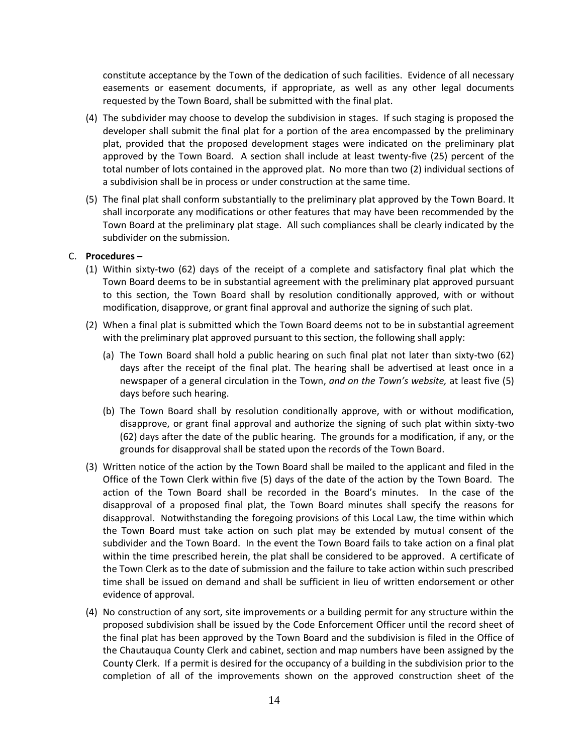constitute acceptance by the Town of the dedication of such facilities. Evidence of all necessary easements or easement documents, if appropriate, as well as any other legal documents requested by the Town Board, shall be submitted with the final plat.

(4) The subdivider may choose to develop the subdivision in stages. If such staging is proposed the developer shall submit the final plat for a portion of the area encompassed by the preliminary plat, provided that the proposed development stages were indicated on the preliminary plat approved by the Town Board. A section shall include at least twenty-five (25) percent of the total number of lots contained in the approved plat. No more than two (2) individual sections of a subdivision shall be in process or under construction at the same time.

(5) The final plat shall conform substantially to the preliminary plat approved by the Town Board. It shall incorporate any modifications or other features that may have been recommended by the Town Board at the preliminary plat stage. All such compliances shall be clearly indicated by the subdivider on the submission.

C. **Procedures –**

(1) Within sixty-two (62) days of the receipt of a complete and satisfactory final plat which the Town Board deems to be in substantial agreement with the preliminary plat approved pursuant to this section, the Town Board shall by resolution conditionally approved, with or without modification, disapprove, or grant final approval and authorize the signing of such plat.

(2) When a final plat is submitted which the Town Board deems not to be in substantial agreement with the preliminary plat approved pursuant to this section, the following shall apply:

(a) The Town Board shall hold a public hearing on such final plat not later than sixty-two (62) days after the receipt of the final plat. The hearing shall be advertised at least once in a newspaper of a general circulation in the Town, *and on the Town's website,* at least five (5) days before such hearing.

(b) The Town Board shall by resolution conditionally approve, with or without modification, disapprove, or grant final approval and authorize the signing of such plat within sixty-two (62) days after the date of the public hearing. The grounds for a modification, if any, or the grounds for disapproval shall be stated upon the records of the Town Board.

(3) Written notice of the action by the Town Board shall be mailed to the applicant and filed in the Office of the Town Clerk within five (5) days of the date of the action by the Town Board. The action of the Town Board shall be recorded in the Board's minutes. In the case of the disapproval of a proposed final plat, the Town Board minutes shall specify the reasons for disapproval. Notwithstanding the foregoing provisions of this Local Law, the time within which the Town Board must take action on such plat may be extended by mutual consent of the subdivider and the Town Board. In the event the Town Board fails to take action on a final plat within the time prescribed herein, the plat shall be considered to be approved. A certificate of the Town Clerk as to the date of submission and the failure to take action within such prescribed time shall be issued on demand and shall be sufficient in lieu of written endorsement or other evidence of approval.

(4) No construction of any sort, site improvements or a building permit for any structure within the proposed subdivision shall be issued by the Code Enforcement Officer until the record sheet of the final plat has been approved by the Town Board and the subdivision is filed in the Office of the Chautauqua County Clerk and cabinet, section and map numbers have been assigned by the County Clerk. If a permit is desired for the occupancy of a building in the subdivision prior to the completion of all of the improvements shown on the approved construction sheet of the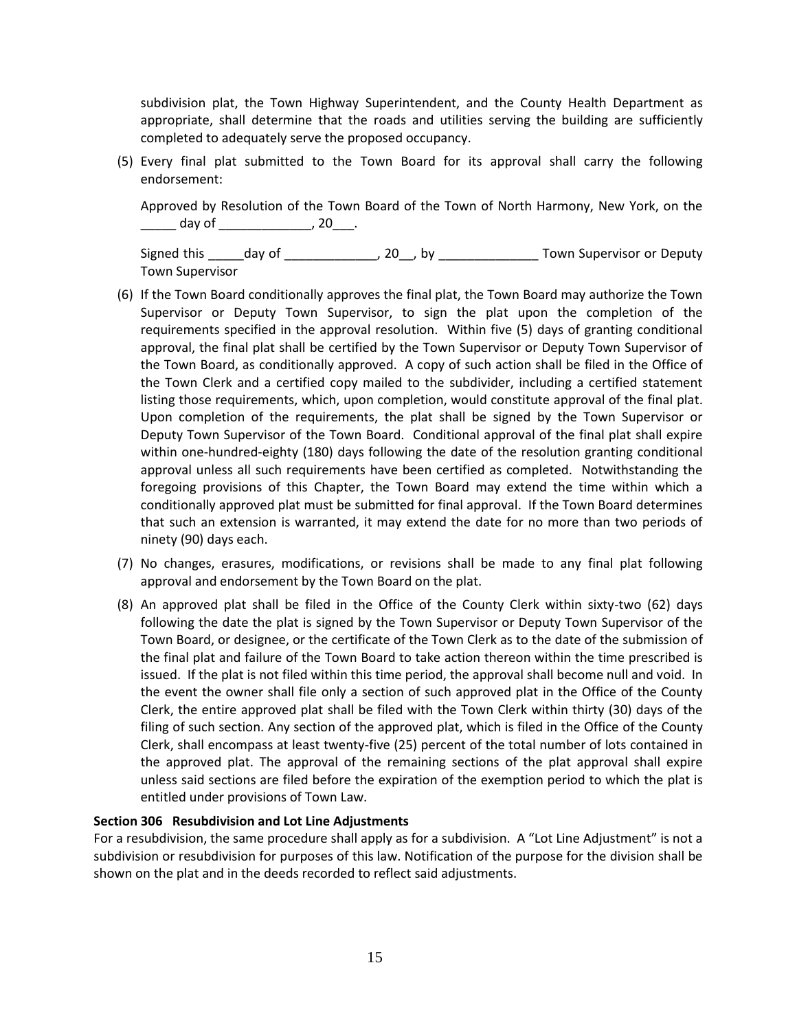subdivision plat, the Town Highway Superintendent, and the County Health Department as appropriate, shall determine that the roads and utilities serving the building are sufficiently completed to adequately serve the proposed occupancy.

(5) Every final plat submitted to the Town Board for its approval shall carry the following endorsement:

Approved by Resolution of the Town Board of the Town of North Harmony, New York, on the _____ day of _____________, 20___.

Signed this _____day of _____________, 20__, by ______________ Town Supervisor or Deputy Town Supervisor

(6) If the Town Board conditionally approves the final plat, the Town Board may authorize the Town Supervisor or Deputy Town Supervisor, to sign the plat upon the completion of the requirements specified in the approval resolution. Within five (5) days of granting conditional approval, the final plat shall be certified by the Town Supervisor or Deputy Town Supervisor of the Town Board, as conditionally approved. A copy of such action shall be filed in the Office of the Town Clerk and a certified copy mailed to the subdivider, including a certified statement listing those requirements, which, upon completion, would constitute approval of the final plat. Upon completion of the requirements, the plat shall be signed by the Town Supervisor or Deputy Town Supervisor of the Town Board. Conditional approval of the final plat shall expire within one-hundred-eighty (180) days following the date of the resolution granting conditional approval unless all such requirements have been certified as completed. Notwithstanding the foregoing provisions of this Chapter, the Town Board may extend the time within which a conditionally approved plat must be submitted for final approval. If the Town Board determines that such an extension is warranted, it may extend the date for no more than two periods of ninety (90) days each.

(7) No changes, erasures, modifications, or revisions shall be made to any final plat following approval and endorsement by the Town Board on the plat.

(8) An approved plat shall be filed in the Office of the County Clerk within sixty-two (62) days following the date the plat is signed by the Town Supervisor or Deputy Town Supervisor of the Town Board, or designee, or the certificate of the Town Clerk as to the date of the submission of the final plat and failure of the Town Board to take action thereon within the time prescribed is issued. If the plat is not filed within this time period, the approval shall become null and void. In the event the owner shall file only a section of such approved plat in the Office of the County Clerk, the entire approved plat shall be filed with the Town Clerk within thirty (30) days of the filing of such section. Any section of the approved plat, which is filed in the Office of the County Clerk, shall encompass at least twenty-five (25) percent of the total number of lots contained in the approved plat. The approval of the remaining sections of the plat approval shall expire unless said sections are filed before the expiration of the exemption period to which the plat is entitled under provisions of Town Law.

**Section 306 Resubdivision and Lot Line Adjustments**

For a resubdivision, the same procedure shall apply as for a subdivision. A "Lot Line Adjustment" is not a subdivision or resubdivision for purposes of this law. Notification of the purpose for the division shall be shown on the plat and in the deeds recorded to reflect said adjustments.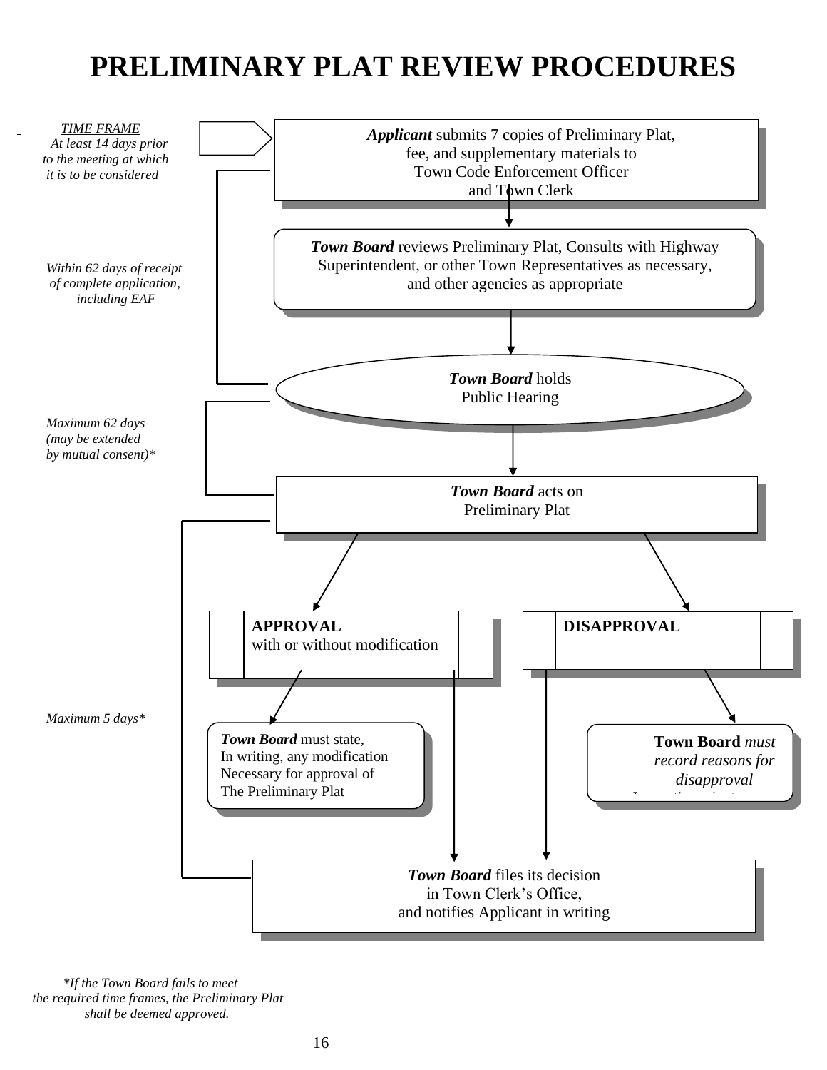# PRELIMINARY PLAT REVIEW PROCEDURES

*TIME FRAME*

*At least 14 days prior to the meeting at which it is to be considered*

***Applicant*** submits 7 copies of Preliminary Plat, fee, and supplementary materials to Town Code Enforcement Officer and Town Clerk

*Within 62 days of receipt of complete application, including EAF*

***Town Board*** reviews Preliminary Plat, Consults with Highway Superintendent, or other Town Representatives as necessary, and other agencies as appropriate

***Town Board*** holds Public Hearing

*Maximum 62 days (may be extended by mutual consent)**

***Town Board*** acts on Preliminary Plat

**APPROVAL** with or without modification

**DISAPPROVAL**

*Maximum 5 days**

***Town Board*** must state, In writing, any modification Necessary for approval of The Preliminary Plat

**Town Board** *must record reasons for disapproval*

***Town Board*** files its decision in Town Clerk's Office, and notifies Applicant in writing

**If the Town Board fails to meet the required time frames, the Preliminary Plat shall be deemed approved.*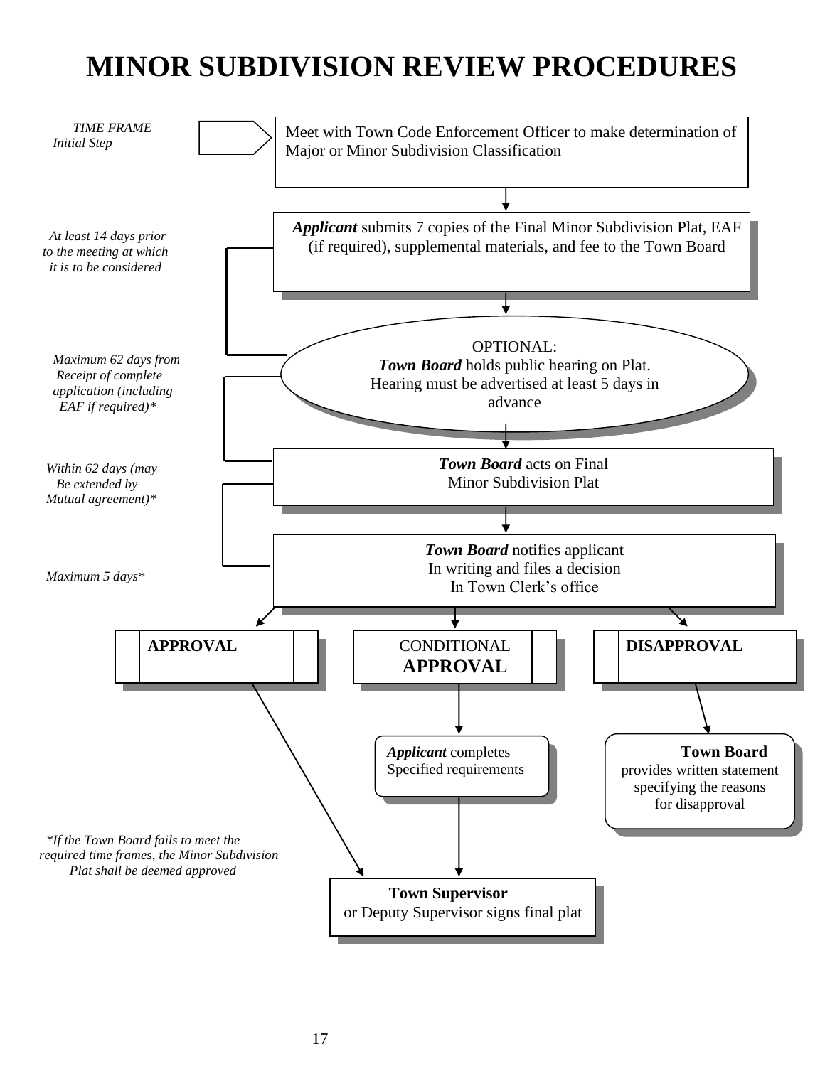# MINOR SUBDIVISION REVIEW PROCEDURES

*TIME FRAME*

*Initial Step*

Meet with Town Code Enforcement Officer to make determination of Major or Minor Subdivision Classification

*At least 14 days prior to the meeting at which it is to be considered*

***Applicant*** submits 7 copies of the Final Minor Subdivision Plat, EAF (if required), supplemental materials, and fee to the Town Board

*Maximum 62 days from Receipt of complete application (including EAF if required)**

OPTIONAL:
***Town Board*** holds public hearing on Plat. Hearing must be advertised at least 5 days in advance

*Within 62 days (may Be extended by Mutual agreement)**

***Town Board*** acts on Final Minor Subdivision Plat

*Maximum 5 days**

***Town Board*** notifies applicant In writing and files a decision In Town Clerk's office

**APPROVAL**

CONDITIONAL **APPROVAL**

**DISAPPROVAL**

***Applicant*** completes Specified requirements

**Town Board** provides written statement specifying the reasons for disapproval

**Town Supervisor** or Deputy Supervisor signs final plat

**If the Town Board fails to meet the required time frames, the Minor Subdivision Plat shall be deemed approved*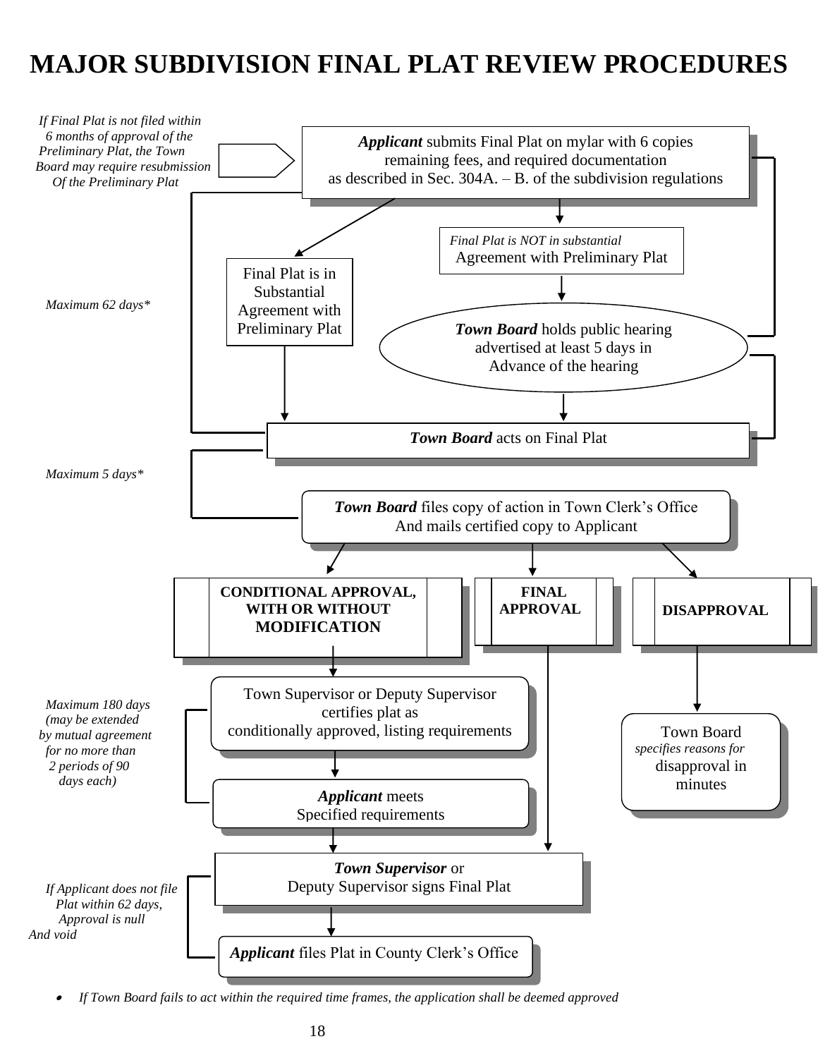# MAJOR SUBDIVISION FINAL PLAT REVIEW PROCEDURES

*If Final Plat is not filed within 6 months of approval of the Preliminary Plat, the Town Board may require resubmission Of the Preliminary Plat*

***Applicant*** submits Final Plat on mylar with 6 copies remaining fees, and required documentation as described in Sec. 304A. – B. of the subdivision regulations

*Final Plat is NOT in substantial* Agreement with Preliminary Plat

Final Plat is in Substantial Agreement with Preliminary Plat

*Maximum 62 days**

***Town Board*** holds public hearing advertised at least 5 days in Advance of the hearing

***Town Board*** acts on Final Plat

*Maximum 5 days**

***Town Board*** files copy of action in Town Clerk's Office And mails certified copy to Applicant

**CONDITIONAL APPROVAL, WITH OR WITHOUT MODIFICATION**

**FINAL APPROVAL**

**DISAPPROVAL**

*Maximum 180 days (may be extended by mutual agreement for no more than 2 periods of 90 days each)*

Town Supervisor or Deputy Supervisor certifies plat as conditionally approved, listing requirements

***Applicant*** meets Specified requirements

Town Board *specifies reasons for* disapproval in minutes

***Town Supervisor*** or Deputy Supervisor signs Final Plat

*If Applicant does not file Plat within 62 days, Approval is null And void*

***Applicant*** files Plat in County Clerk's Office

- *If Town Board fails to act within the required time frames, the application shall be deemed approved*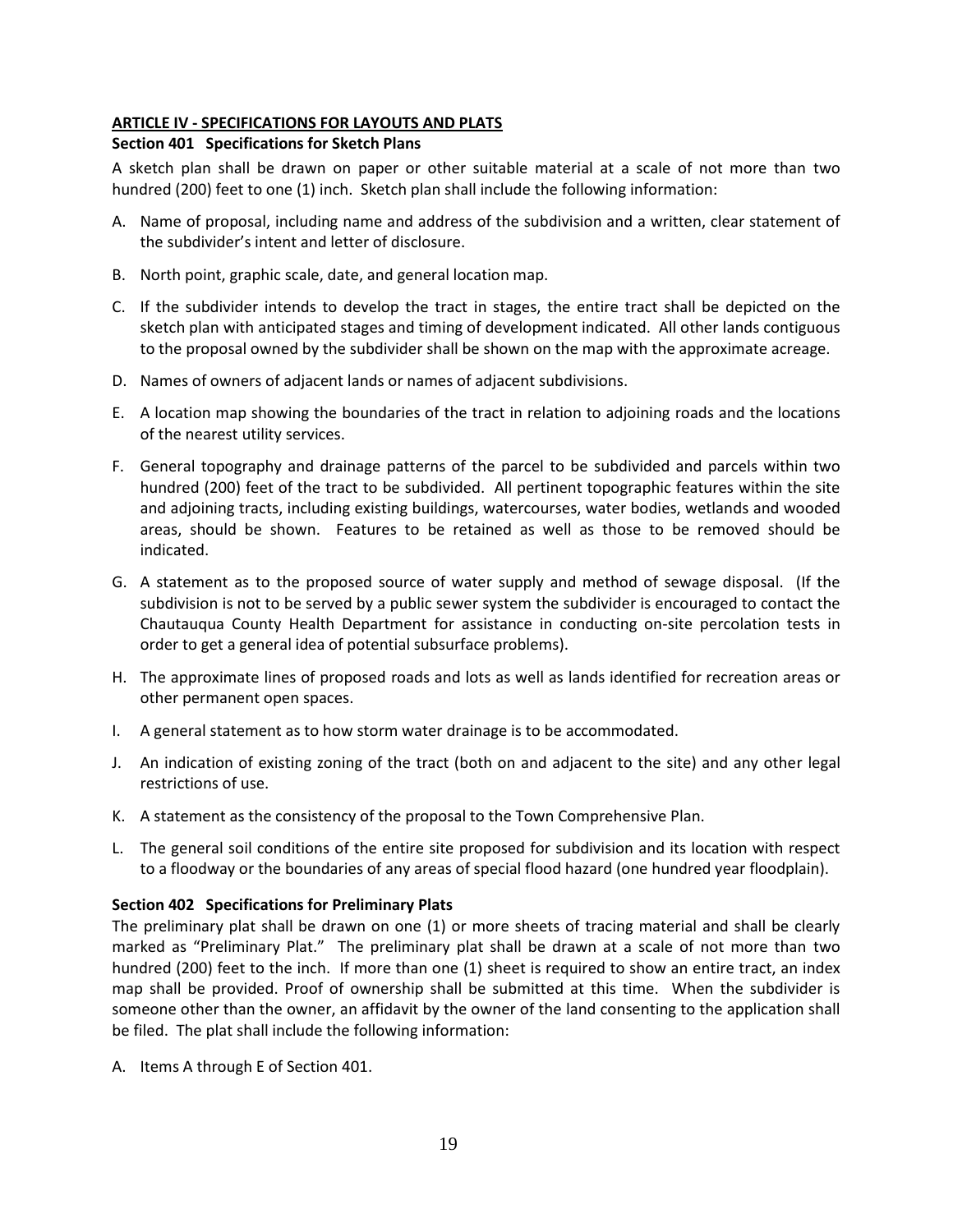## ARTICLE IV - SPECIFICATIONS FOR LAYOUTS AND PLATS

### Section 401 Specifications for Sketch Plans

A sketch plan shall be drawn on paper or other suitable material at a scale of not more than two hundred (200) feet to one (1) inch. Sketch plan shall include the following information:

A. Name of proposal, including name and address of the subdivision and a written, clear statement of the subdivider's intent and letter of disclosure.

B. North point, graphic scale, date, and general location map.

C. If the subdivider intends to develop the tract in stages, the entire tract shall be depicted on the sketch plan with anticipated stages and timing of development indicated. All other lands contiguous to the proposal owned by the subdivider shall be shown on the map with the approximate acreage.

D. Names of owners of adjacent lands or names of adjacent subdivisions.

E. A location map showing the boundaries of the tract in relation to adjoining roads and the locations of the nearest utility services.

F. General topography and drainage patterns of the parcel to be subdivided and parcels within two hundred (200) feet of the tract to be subdivided. All pertinent topographic features within the site and adjoining tracts, including existing buildings, watercourses, water bodies, wetlands and wooded areas, should be shown. Features to be retained as well as those to be removed should be indicated.

G. A statement as to the proposed source of water supply and method of sewage disposal. (If the subdivision is not to be served by a public sewer system the subdivider is encouraged to contact the Chautauqua County Health Department for assistance in conducting on-site percolation tests in order to get a general idea of potential subsurface problems).

H. The approximate lines of proposed roads and lots as well as lands identified for recreation areas or other permanent open spaces.

I. A general statement as to how storm water drainage is to be accommodated.

J. An indication of existing zoning of the tract (both on and adjacent to the site) and any other legal restrictions of use.

K. A statement as the consistency of the proposal to the Town Comprehensive Plan.

L. The general soil conditions of the entire site proposed for subdivision and its location with respect to a floodway or the boundaries of any areas of special flood hazard (one hundred year floodplain).

### Section 402 Specifications for Preliminary Plats

The preliminary plat shall be drawn on one (1) or more sheets of tracing material and shall be clearly marked as "Preliminary Plat." The preliminary plat shall be drawn at a scale of not more than two hundred (200) feet to the inch. If more than one (1) sheet is required to show an entire tract, an index map shall be provided. Proof of ownership shall be submitted at this time. When the subdivider is someone other than the owner, an affidavit by the owner of the land consenting to the application shall be filed. The plat shall include the following information:

A. Items A through E of Section 401.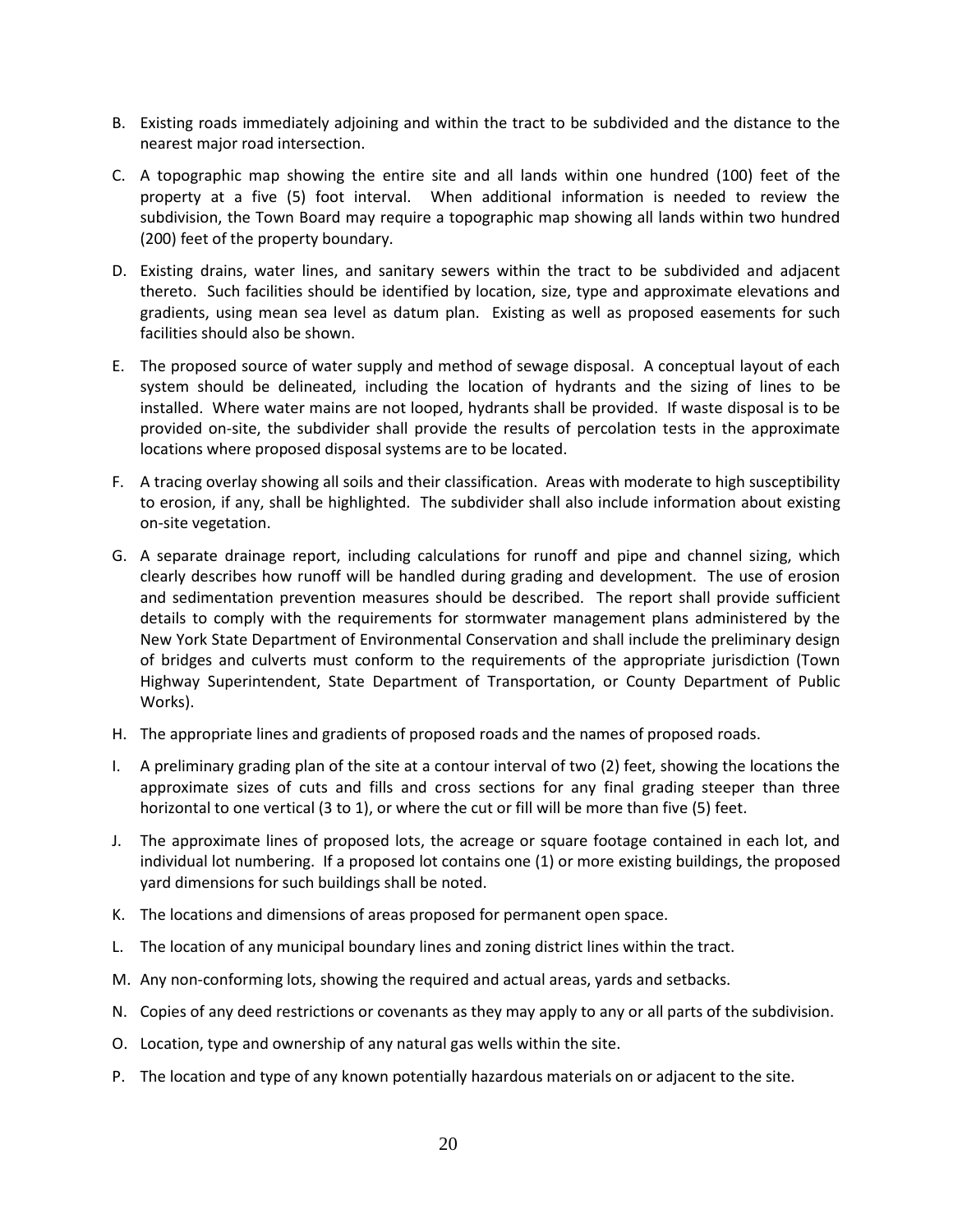B. Existing roads immediately adjoining and within the tract to be subdivided and the distance to the nearest major road intersection.

C. A topographic map showing the entire site and all lands within one hundred (100) feet of the property at a five (5) foot interval. When additional information is needed to review the subdivision, the Town Board may require a topographic map showing all lands within two hundred (200) feet of the property boundary.

D. Existing drains, water lines, and sanitary sewers within the tract to be subdivided and adjacent thereto. Such facilities should be identified by location, size, type and approximate elevations and gradients, using mean sea level as datum plan. Existing as well as proposed easements for such facilities should also be shown.

E. The proposed source of water supply and method of sewage disposal. A conceptual layout of each system should be delineated, including the location of hydrants and the sizing of lines to be installed. Where water mains are not looped, hydrants shall be provided. If waste disposal is to be provided on-site, the subdivider shall provide the results of percolation tests in the approximate locations where proposed disposal systems are to be located.

F. A tracing overlay showing all soils and their classification. Areas with moderate to high susceptibility to erosion, if any, shall be highlighted. The subdivider shall also include information about existing on-site vegetation.

G. A separate drainage report, including calculations for runoff and pipe and channel sizing, which clearly describes how runoff will be handled during grading and development. The use of erosion and sedimentation prevention measures should be described. The report shall provide sufficient details to comply with the requirements for stormwater management plans administered by the New York State Department of Environmental Conservation and shall include the preliminary design of bridges and culverts must conform to the requirements of the appropriate jurisdiction (Town Highway Superintendent, State Department of Transportation, or County Department of Public Works).

H. The appropriate lines and gradients of proposed roads and the names of proposed roads.

I. A preliminary grading plan of the site at a contour interval of two (2) feet, showing the locations the approximate sizes of cuts and fills and cross sections for any final grading steeper than three horizontal to one vertical (3 to 1), or where the cut or fill will be more than five (5) feet.

J. The approximate lines of proposed lots, the acreage or square footage contained in each lot, and individual lot numbering. If a proposed lot contains one (1) or more existing buildings, the proposed yard dimensions for such buildings shall be noted.

K. The locations and dimensions of areas proposed for permanent open space.

L. The location of any municipal boundary lines and zoning district lines within the tract.

M. Any non-conforming lots, showing the required and actual areas, yards and setbacks.

N. Copies of any deed restrictions or covenants as they may apply to any or all parts of the subdivision.

O. Location, type and ownership of any natural gas wells within the site.

P. The location and type of any known potentially hazardous materials on or adjacent to the site.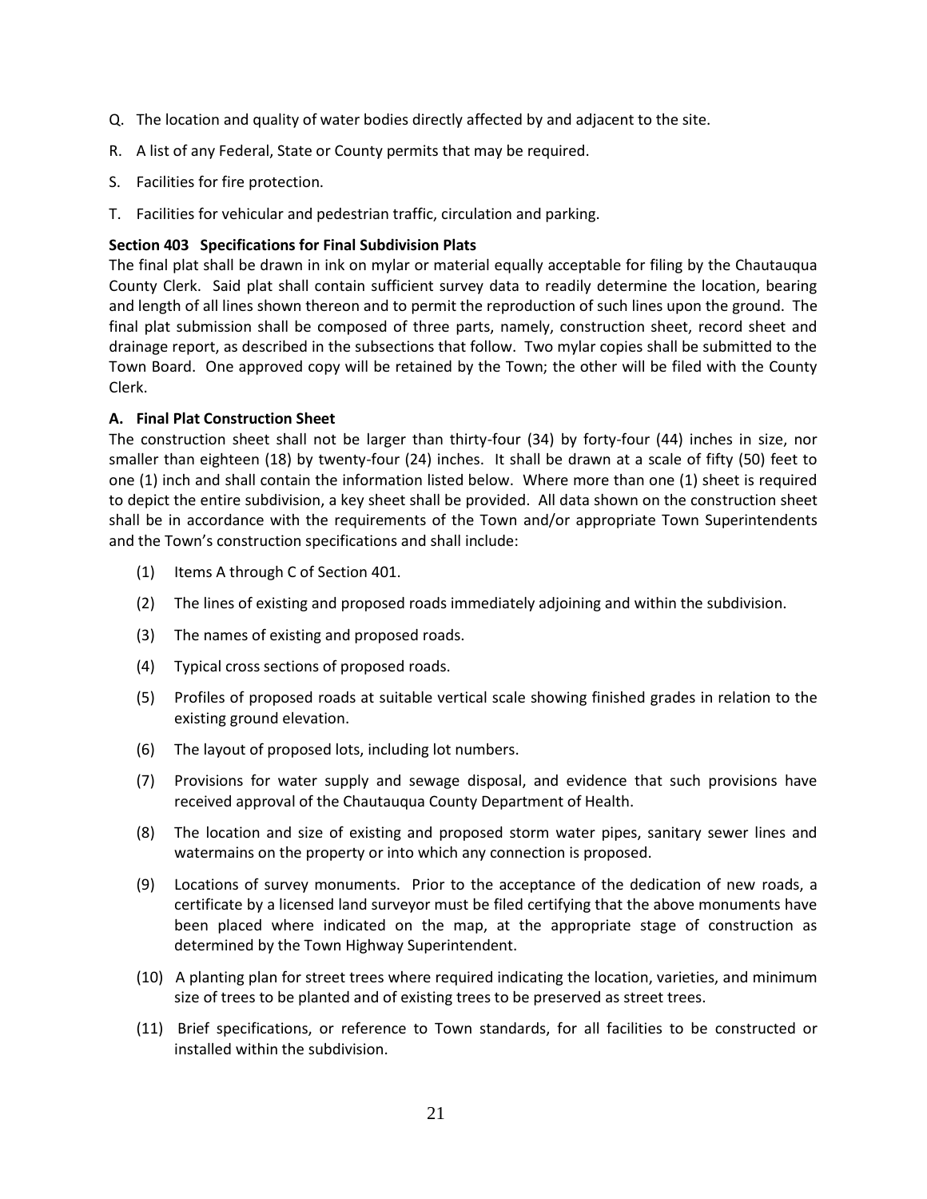Q. The location and quality of water bodies directly affected by and adjacent to the site.

R. A list of any Federal, State or County permits that may be required.

S. Facilities for fire protection.

T. Facilities for vehicular and pedestrian traffic, circulation and parking.

**Section 403 Specifications for Final Subdivision Plats**

The final plat shall be drawn in ink on mylar or material equally acceptable for filing by the Chautauqua County Clerk. Said plat shall contain sufficient survey data to readily determine the location, bearing and length of all lines shown thereon and to permit the reproduction of such lines upon the ground. The final plat submission shall be composed of three parts, namely, construction sheet, record sheet and drainage report, as described in the subsections that follow. Two mylar copies shall be submitted to the Town Board. One approved copy will be retained by the Town; the other will be filed with the County Clerk.

**A. Final Plat Construction Sheet**

The construction sheet shall not be larger than thirty-four (34) by forty-four (44) inches in size, nor smaller than eighteen (18) by twenty-four (24) inches. It shall be drawn at a scale of fifty (50) feet to one (1) inch and shall contain the information listed below. Where more than one (1) sheet is required to depict the entire subdivision, a key sheet shall be provided. All data shown on the construction sheet shall be in accordance with the requirements of the Town and/or appropriate Town Superintendents and the Town's construction specifications and shall include:

(1) Items A through C of Section 401.

(2) The lines of existing and proposed roads immediately adjoining and within the subdivision.

(3) The names of existing and proposed roads.

(4) Typical cross sections of proposed roads.

(5) Profiles of proposed roads at suitable vertical scale showing finished grades in relation to the existing ground elevation.

(6) The layout of proposed lots, including lot numbers.

(7) Provisions for water supply and sewage disposal, and evidence that such provisions have received approval of the Chautauqua County Department of Health.

(8) The location and size of existing and proposed storm water pipes, sanitary sewer lines and watermains on the property or into which any connection is proposed.

(9) Locations of survey monuments. Prior to the acceptance of the dedication of new roads, a certificate by a licensed land surveyor must be filed certifying that the above monuments have been placed where indicated on the map, at the appropriate stage of construction as determined by the Town Highway Superintendent.

(10) A planting plan for street trees where required indicating the location, varieties, and minimum size of trees to be planted and of existing trees to be preserved as street trees.

(11) Brief specifications, or reference to Town standards, for all facilities to be constructed or installed within the subdivision.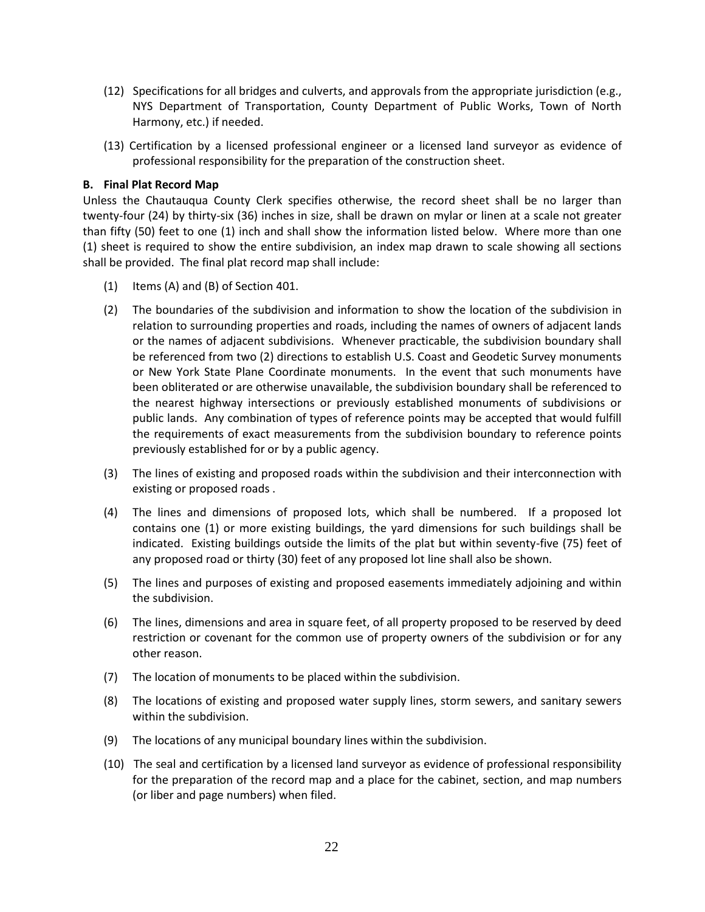(12) Specifications for all bridges and culverts, and approvals from the appropriate jurisdiction (e.g., NYS Department of Transportation, County Department of Public Works, Town of North Harmony, etc.) if needed.

(13) Certification by a licensed professional engineer or a licensed land surveyor as evidence of professional responsibility for the preparation of the construction sheet.

**B. Final Plat Record Map**

Unless the Chautauqua County Clerk specifies otherwise, the record sheet shall be no larger than twenty-four (24) by thirty-six (36) inches in size, shall be drawn on mylar or linen at a scale not greater than fifty (50) feet to one (1) inch and shall show the information listed below. Where more than one (1) sheet is required to show the entire subdivision, an index map drawn to scale showing all sections shall be provided. The final plat record map shall include:

(1) Items (A) and (B) of Section 401.

(2) The boundaries of the subdivision and information to show the location of the subdivision in relation to surrounding properties and roads, including the names of owners of adjacent lands or the names of adjacent subdivisions. Whenever practicable, the subdivision boundary shall be referenced from two (2) directions to establish U.S. Coast and Geodetic Survey monuments or New York State Plane Coordinate monuments. In the event that such monuments have been obliterated or are otherwise unavailable, the subdivision boundary shall be referenced to the nearest highway intersections or previously established monuments of subdivisions or public lands. Any combination of types of reference points may be accepted that would fulfill the requirements of exact measurements from the subdivision boundary to reference points previously established for or by a public agency.

(3) The lines of existing and proposed roads within the subdivision and their interconnection with existing or proposed roads .

(4) The lines and dimensions of proposed lots, which shall be numbered. If a proposed lot contains one (1) or more existing buildings, the yard dimensions for such buildings shall be indicated. Existing buildings outside the limits of the plat but within seventy-five (75) feet of any proposed road or thirty (30) feet of any proposed lot line shall also be shown.

(5) The lines and purposes of existing and proposed easements immediately adjoining and within the subdivision.

(6) The lines, dimensions and area in square feet, of all property proposed to be reserved by deed restriction or covenant for the common use of property owners of the subdivision or for any other reason.

(7) The location of monuments to be placed within the subdivision.

(8) The locations of existing and proposed water supply lines, storm sewers, and sanitary sewers within the subdivision.

(9) The locations of any municipal boundary lines within the subdivision.

(10) The seal and certification by a licensed land surveyor as evidence of professional responsibility for the preparation of the record map and a place for the cabinet, section, and map numbers (or liber and page numbers) when filed.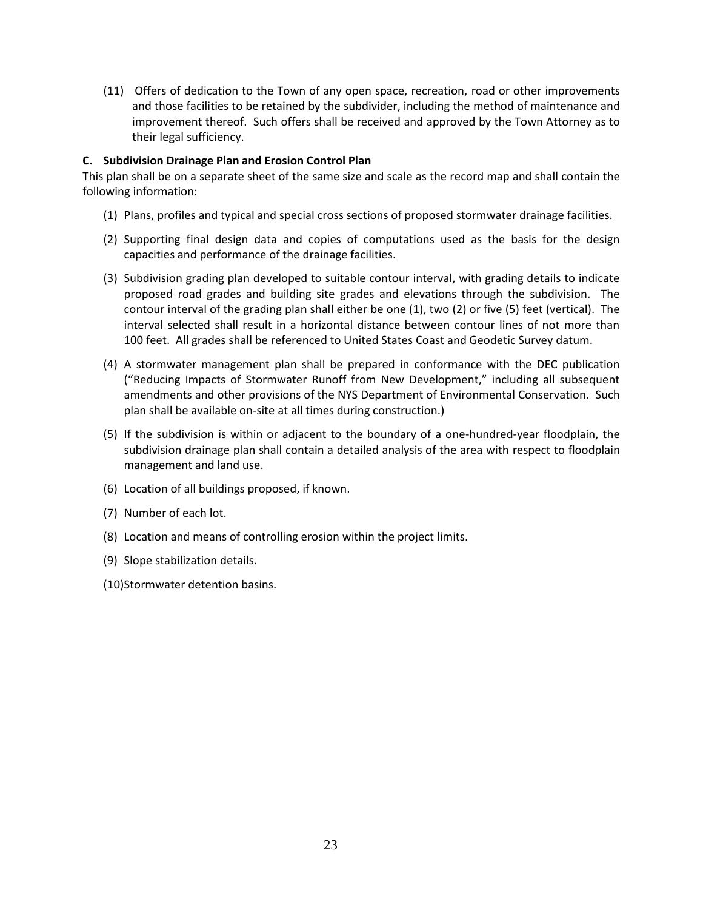(11) Offers of dedication to the Town of any open space, recreation, road or other improvements and those facilities to be retained by the subdivider, including the method of maintenance and improvement thereof. Such offers shall be received and approved by the Town Attorney as to their legal sufficiency.

**C. Subdivision Drainage Plan and Erosion Control Plan**

This plan shall be on a separate sheet of the same size and scale as the record map and shall contain the following information:

(1) Plans, profiles and typical and special cross sections of proposed stormwater drainage facilities.

(2) Supporting final design data and copies of computations used as the basis for the design capacities and performance of the drainage facilities.

(3) Subdivision grading plan developed to suitable contour interval, with grading details to indicate proposed road grades and building site grades and elevations through the subdivision. The contour interval of the grading plan shall either be one (1), two (2) or five (5) feet (vertical). The interval selected shall result in a horizontal distance between contour lines of not more than 100 feet. All grades shall be referenced to United States Coast and Geodetic Survey datum.

(4) A stormwater management plan shall be prepared in conformance with the DEC publication ("Reducing Impacts of Stormwater Runoff from New Development," including all subsequent amendments and other provisions of the NYS Department of Environmental Conservation. Such plan shall be available on-site at all times during construction.)

(5) If the subdivision is within or adjacent to the boundary of a one-hundred-year floodplain, the subdivision drainage plan shall contain a detailed analysis of the area with respect to floodplain management and land use.

(6) Location of all buildings proposed, if known.

(7) Number of each lot.

(8) Location and means of controlling erosion within the project limits.

(9) Slope stabilization details.

(10)Stormwater detention basins.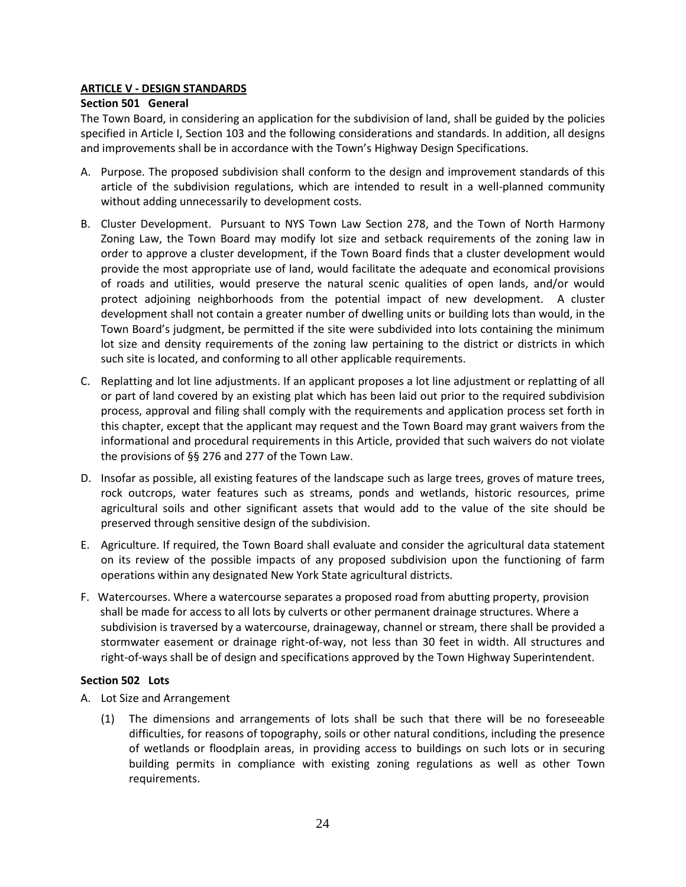## ARTICLE V - DESIGN STANDARDS

### Section 501 General

The Town Board, in considering an application for the subdivision of land, shall be guided by the policies specified in Article I, Section 103 and the following considerations and standards. In addition, all designs and improvements shall be in accordance with the Town's Highway Design Specifications.

A. Purpose. The proposed subdivision shall conform to the design and improvement standards of this article of the subdivision regulations, which are intended to result in a well-planned community without adding unnecessarily to development costs.

B. Cluster Development. Pursuant to NYS Town Law Section 278, and the Town of North Harmony Zoning Law, the Town Board may modify lot size and setback requirements of the zoning law in order to approve a cluster development, if the Town Board finds that a cluster development would provide the most appropriate use of land, would facilitate the adequate and economical provisions of roads and utilities, would preserve the natural scenic qualities of open lands, and/or would protect adjoining neighborhoods from the potential impact of new development. A cluster development shall not contain a greater number of dwelling units or building lots than would, in the Town Board's judgment, be permitted if the site were subdivided into lots containing the minimum lot size and density requirements of the zoning law pertaining to the district or districts in which such site is located, and conforming to all other applicable requirements.

C. Replatting and lot line adjustments. If an applicant proposes a lot line adjustment or replatting of all or part of land covered by an existing plat which has been laid out prior to the required subdivision process, approval and filing shall comply with the requirements and application process set forth in this chapter, except that the applicant may request and the Town Board may grant waivers from the informational and procedural requirements in this Article, provided that such waivers do not violate the provisions of §§ 276 and 277 of the Town Law.

D. Insofar as possible, all existing features of the landscape such as large trees, groves of mature trees, rock outcrops, water features such as streams, ponds and wetlands, historic resources, prime agricultural soils and other significant assets that would add to the value of the site should be preserved through sensitive design of the subdivision.

E. Agriculture. If required, the Town Board shall evaluate and consider the agricultural data statement on its review of the possible impacts of any proposed subdivision upon the functioning of farm operations within any designated New York State agricultural districts.

F. Watercourses. Where a watercourse separates a proposed road from abutting property, provision shall be made for access to all lots by culverts or other permanent drainage structures. Where a subdivision is traversed by a watercourse, drainageway, channel or stream, there shall be provided a stormwater easement or drainage right-of-way, not less than 30 feet in width. All structures and right-of-ways shall be of design and specifications approved by the Town Highway Superintendent.

### Section 502 Lots

A. Lot Size and Arrangement

   (1) The dimensions and arrangements of lots shall be such that there will be no foreseeable difficulties, for reasons of topography, soils or other natural conditions, including the presence of wetlands or floodplain areas, in providing access to buildings on such lots or in securing building permits in compliance with existing zoning regulations as well as other Town requirements.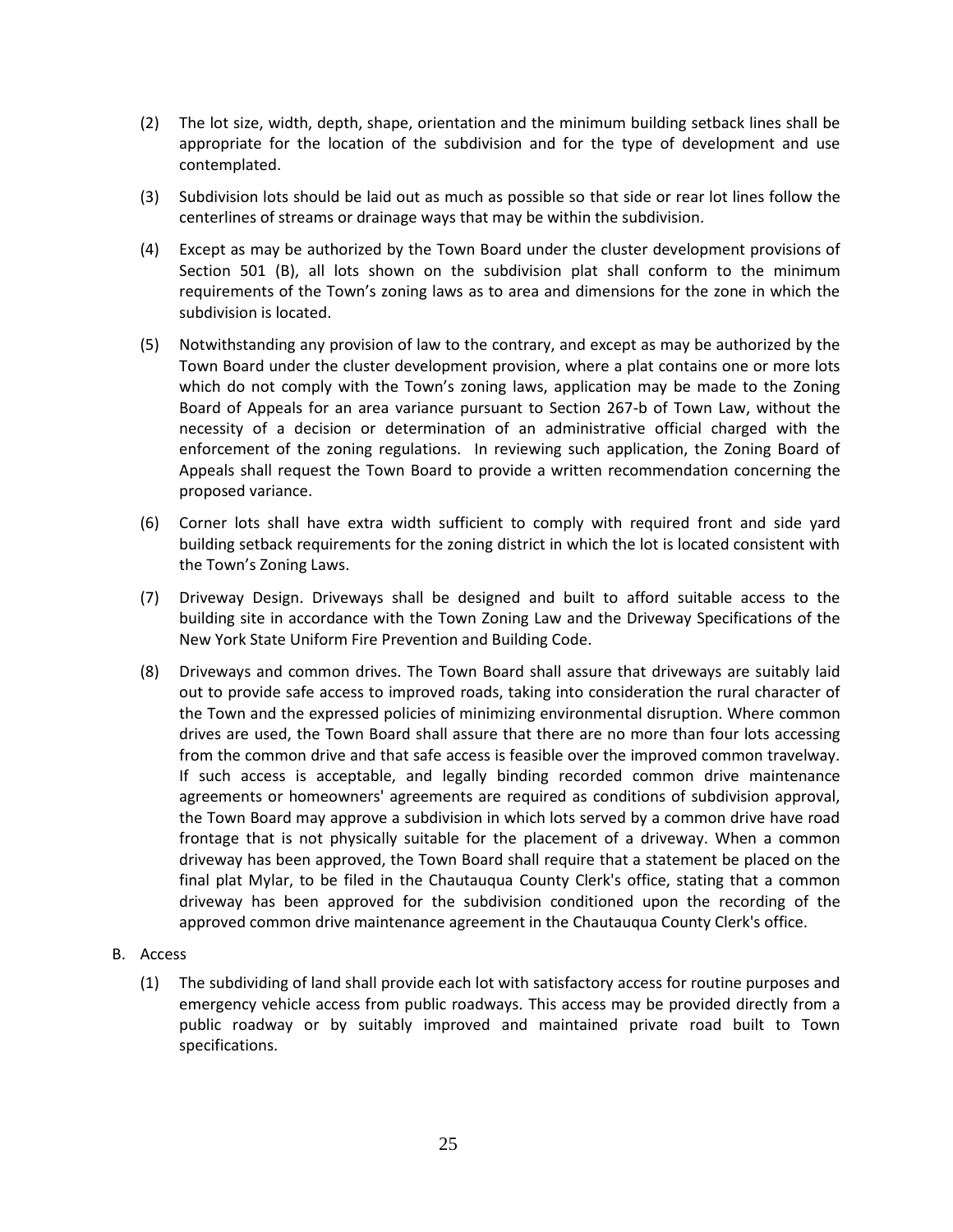(2) The lot size, width, depth, shape, orientation and the minimum building setback lines shall be appropriate for the location of the subdivision and for the type of development and use contemplated.

(3) Subdivision lots should be laid out as much as possible so that side or rear lot lines follow the centerlines of streams or drainage ways that may be within the subdivision.

(4) Except as may be authorized by the Town Board under the cluster development provisions of Section 501 (B), all lots shown on the subdivision plat shall conform to the minimum requirements of the Town's zoning laws as to area and dimensions for the zone in which the subdivision is located.

(5) Notwithstanding any provision of law to the contrary, and except as may be authorized by the Town Board under the cluster development provision, where a plat contains one or more lots which do not comply with the Town's zoning laws, application may be made to the Zoning Board of Appeals for an area variance pursuant to Section 267-b of Town Law, without the necessity of a decision or determination of an administrative official charged with the enforcement of the zoning regulations. In reviewing such application, the Zoning Board of Appeals shall request the Town Board to provide a written recommendation concerning the proposed variance.

(6) Corner lots shall have extra width sufficient to comply with required front and side yard building setback requirements for the zoning district in which the lot is located consistent with the Town's Zoning Laws.

(7) Driveway Design. Driveways shall be designed and built to afford suitable access to the building site in accordance with the Town Zoning Law and the Driveway Specifications of the New York State Uniform Fire Prevention and Building Code.

(8) Driveways and common drives. The Town Board shall assure that driveways are suitably laid out to provide safe access to improved roads, taking into consideration the rural character of the Town and the expressed policies of minimizing environmental disruption. Where common drives are used, the Town Board shall assure that there are no more than four lots accessing from the common drive and that safe access is feasible over the improved common travelway. If such access is acceptable, and legally binding recorded common drive maintenance agreements or homeowners' agreements are required as conditions of subdivision approval, the Town Board may approve a subdivision in which lots served by a common drive have road frontage that is not physically suitable for the placement of a driveway. When a common driveway has been approved, the Town Board shall require that a statement be placed on the final plat Mylar, to be filed in the Chautauqua County Clerk's office, stating that a common driveway has been approved for the subdivision conditioned upon the recording of the approved common drive maintenance agreement in the Chautauqua County Clerk's office.

B. Access

(1) The subdividing of land shall provide each lot with satisfactory access for routine purposes and emergency vehicle access from public roadways. This access may be provided directly from a public roadway or by suitably improved and maintained private road built to Town specifications.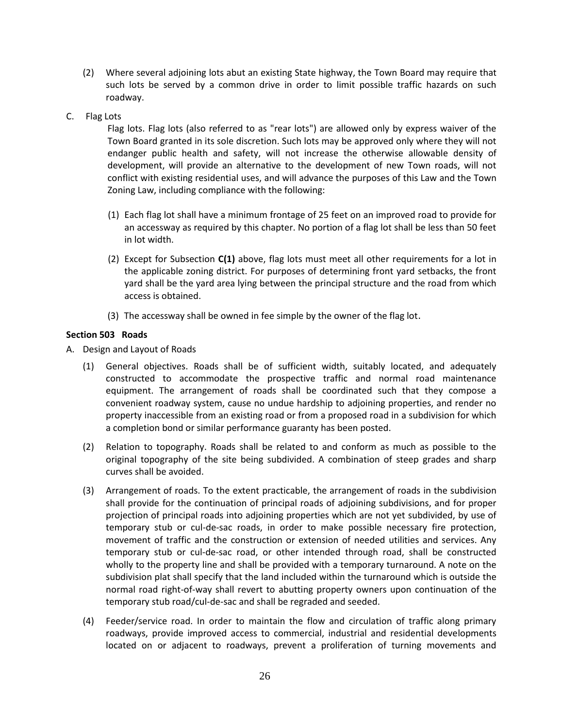(2) Where several adjoining lots abut an existing State highway, the Town Board may require that such lots be served by a common drive in order to limit possible traffic hazards on such roadway.

C. Flag Lots

Flag lots. Flag lots (also referred to as "rear lots") are allowed only by express waiver of the Town Board granted in its sole discretion. Such lots may be approved only where they will not endanger public health and safety, will not increase the otherwise allowable density of development, will provide an alternative to the development of new Town roads, will not conflict with existing residential uses, and will advance the purposes of this Law and the Town Zoning Law, including compliance with the following:

(1) Each flag lot shall have a minimum frontage of 25 feet on an improved road to provide for an accessway as required by this chapter. No portion of a flag lot shall be less than 50 feet in lot width.

(2) Except for Subsection **C(1)** above, flag lots must meet all other requirements for a lot in the applicable zoning district. For purposes of determining front yard setbacks, the front yard shall be the yard area lying between the principal structure and the road from which access is obtained.

(3) The accessway shall be owned in fee simple by the owner of the flag lot.

**Section 503 Roads**

A. Design and Layout of Roads

(1) General objectives. Roads shall be of sufficient width, suitably located, and adequately constructed to accommodate the prospective traffic and normal road maintenance equipment. The arrangement of roads shall be coordinated such that they compose a convenient roadway system, cause no undue hardship to adjoining properties, and render no property inaccessible from an existing road or from a proposed road in a subdivision for which a completion bond or similar performance guaranty has been posted.

(2) Relation to topography. Roads shall be related to and conform as much as possible to the original topography of the site being subdivided. A combination of steep grades and sharp curves shall be avoided.

(3) Arrangement of roads. To the extent practicable, the arrangement of roads in the subdivision shall provide for the continuation of principal roads of adjoining subdivisions, and for proper projection of principal roads into adjoining properties which are not yet subdivided, by use of temporary stub or cul-de-sac roads, in order to make possible necessary fire protection, movement of traffic and the construction or extension of needed utilities and services. Any temporary stub or cul-de-sac road, or other intended through road, shall be constructed wholly to the property line and shall be provided with a temporary turnaround. A note on the subdivision plat shall specify that the land included within the turnaround which is outside the normal road right-of-way shall revert to abutting property owners upon continuation of the temporary stub road/cul-de-sac and shall be regraded and seeded.

(4) Feeder/service road. In order to maintain the flow and circulation of traffic along primary roadways, provide improved access to commercial, industrial and residential developments located on or adjacent to roadways, prevent a proliferation of turning movements and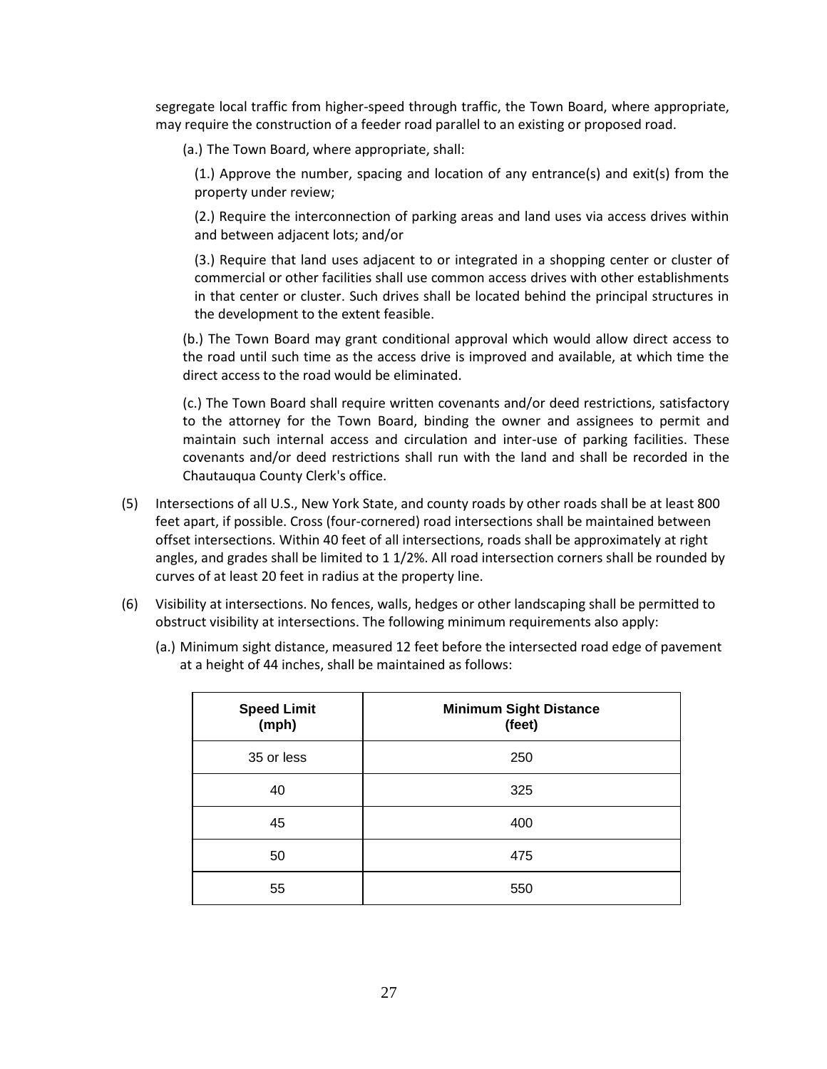segregate local traffic from higher-speed through traffic, the Town Board, where appropriate, may require the construction of a feeder road parallel to an existing or proposed road.

(a.) The Town Board, where appropriate, shall:

(1.) Approve the number, spacing and location of any entrance(s) and exit(s) from the property under review;

(2.) Require the interconnection of parking areas and land uses via access drives within and between adjacent lots; and/or

(3.) Require that land uses adjacent to or integrated in a shopping center or cluster of commercial or other facilities shall use common access drives with other establishments in that center or cluster. Such drives shall be located behind the principal structures in the development to the extent feasible.

(b.) The Town Board may grant conditional approval which would allow direct access to the road until such time as the access drive is improved and available, at which time the direct access to the road would be eliminated.

(c.) The Town Board shall require written covenants and/or deed restrictions, satisfactory to the attorney for the Town Board, binding the owner and assignees to permit and maintain such internal access and circulation and inter-use of parking facilities. These covenants and/or deed restrictions shall run with the land and shall be recorded in the Chautauqua County Clerk's office.

(5) Intersections of all U.S., New York State, and county roads by other roads shall be at least 800 feet apart, if possible. Cross (four-cornered) road intersections shall be maintained between offset intersections. Within 40 feet of all intersections, roads shall be approximately at right angles, and grades shall be limited to 1 1/2%. All road intersection corners shall be rounded by curves of at least 20 feet in radius at the property line.

(6) Visibility at intersections. No fences, walls, hedges or other landscaping shall be permitted to obstruct visibility at intersections. The following minimum requirements also apply:

(a.) Minimum sight distance, measured 12 feet before the intersected road edge of pavement at a height of 44 inches, shall be maintained as follows:

| Speed Limit (mph) | Minimum Sight Distance (feet) |
|---|---|
| 35 or less | 250 |
| 40 | 325 |
| 45 | 400 |
| 50 | 475 |
| 55 | 550 |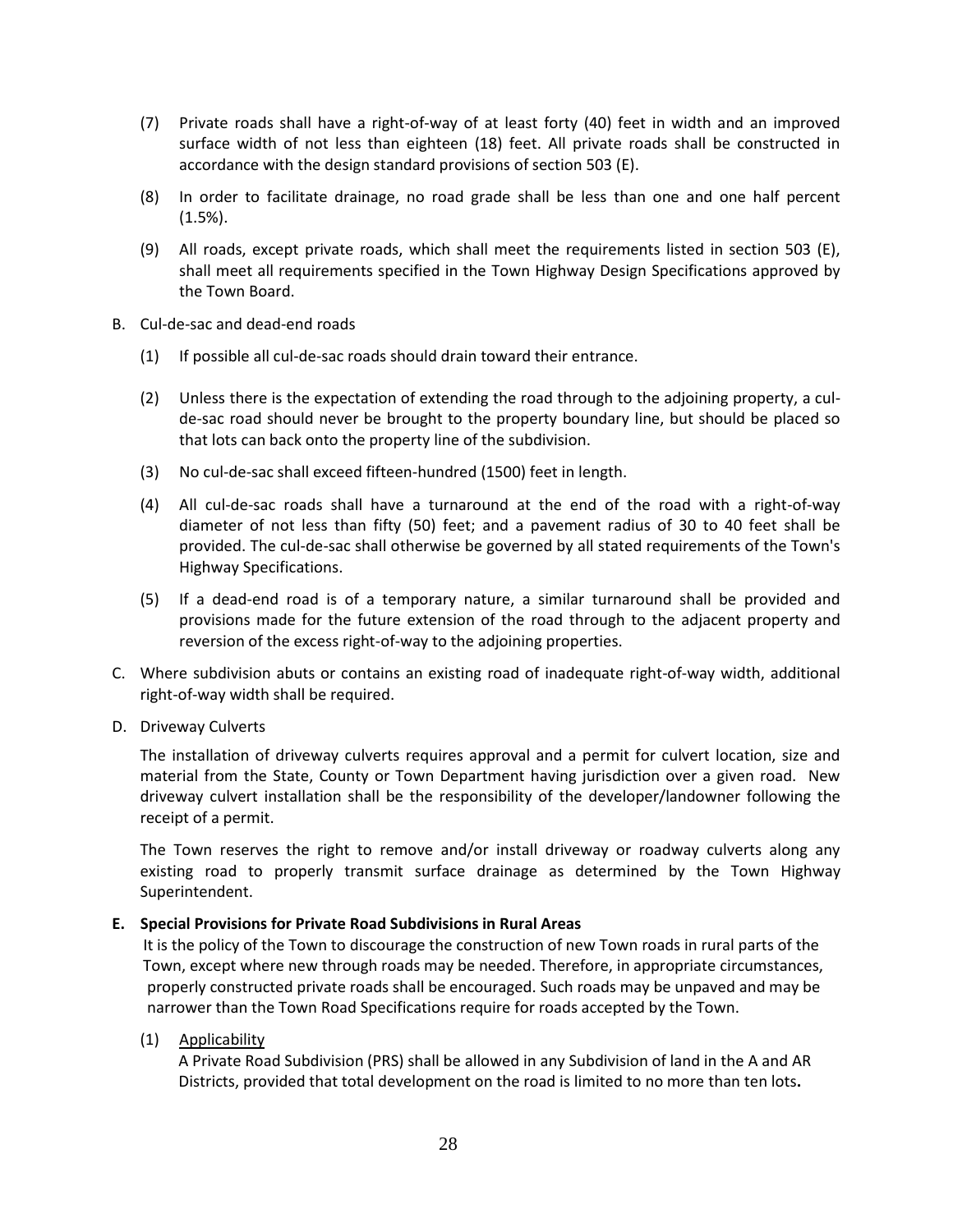(7) Private roads shall have a right-of-way of at least forty (40) feet in width and an improved surface width of not less than eighteen (18) feet. All private roads shall be constructed in accordance with the design standard provisions of section 503 (E).

(8) In order to facilitate drainage, no road grade shall be less than one and one half percent (1.5%).

(9) All roads, except private roads, which shall meet the requirements listed in section 503 (E), shall meet all requirements specified in the Town Highway Design Specifications approved by the Town Board.

B. Cul-de-sac and dead-end roads

(1) If possible all cul-de-sac roads should drain toward their entrance.

(2) Unless there is the expectation of extending the road through to the adjoining property, a cul-de-sac road should never be brought to the property boundary line, but should be placed so that lots can back onto the property line of the subdivision.

(3) No cul-de-sac shall exceed fifteen-hundred (1500) feet in length.

(4) All cul-de-sac roads shall have a turnaround at the end of the road with a right-of-way diameter of not less than fifty (50) feet; and a pavement radius of 30 to 40 feet shall be provided. The cul-de-sac shall otherwise be governed by all stated requirements of the Town's Highway Specifications.

(5) If a dead-end road is of a temporary nature, a similar turnaround shall be provided and provisions made for the future extension of the road through to the adjacent property and reversion of the excess right-of-way to the adjoining properties.

C. Where subdivision abuts or contains an existing road of inadequate right-of-way width, additional right-of-way width shall be required.

D. Driveway Culverts

The installation of driveway culverts requires approval and a permit for culvert location, size and material from the State, County or Town Department having jurisdiction over a given road. New driveway culvert installation shall be the responsibility of the developer/landowner following the receipt of a permit.

The Town reserves the right to remove and/or install driveway or roadway culverts along any existing road to properly transmit surface drainage as determined by the Town Highway Superintendent.

**E. Special Provisions for Private Road Subdivisions in Rural Areas**

It is the policy of the Town to discourage the construction of new Town roads in rural parts of the Town, except where new through roads may be needed. Therefore, in appropriate circumstances, properly constructed private roads shall be encouraged. Such roads may be unpaved and may be narrower than the Town Road Specifications require for roads accepted by the Town.

(1) Applicability

A Private Road Subdivision (PRS) shall be allowed in any Subdivision of land in the A and AR Districts, provided that total development on the road is limited to no more than ten lots**.**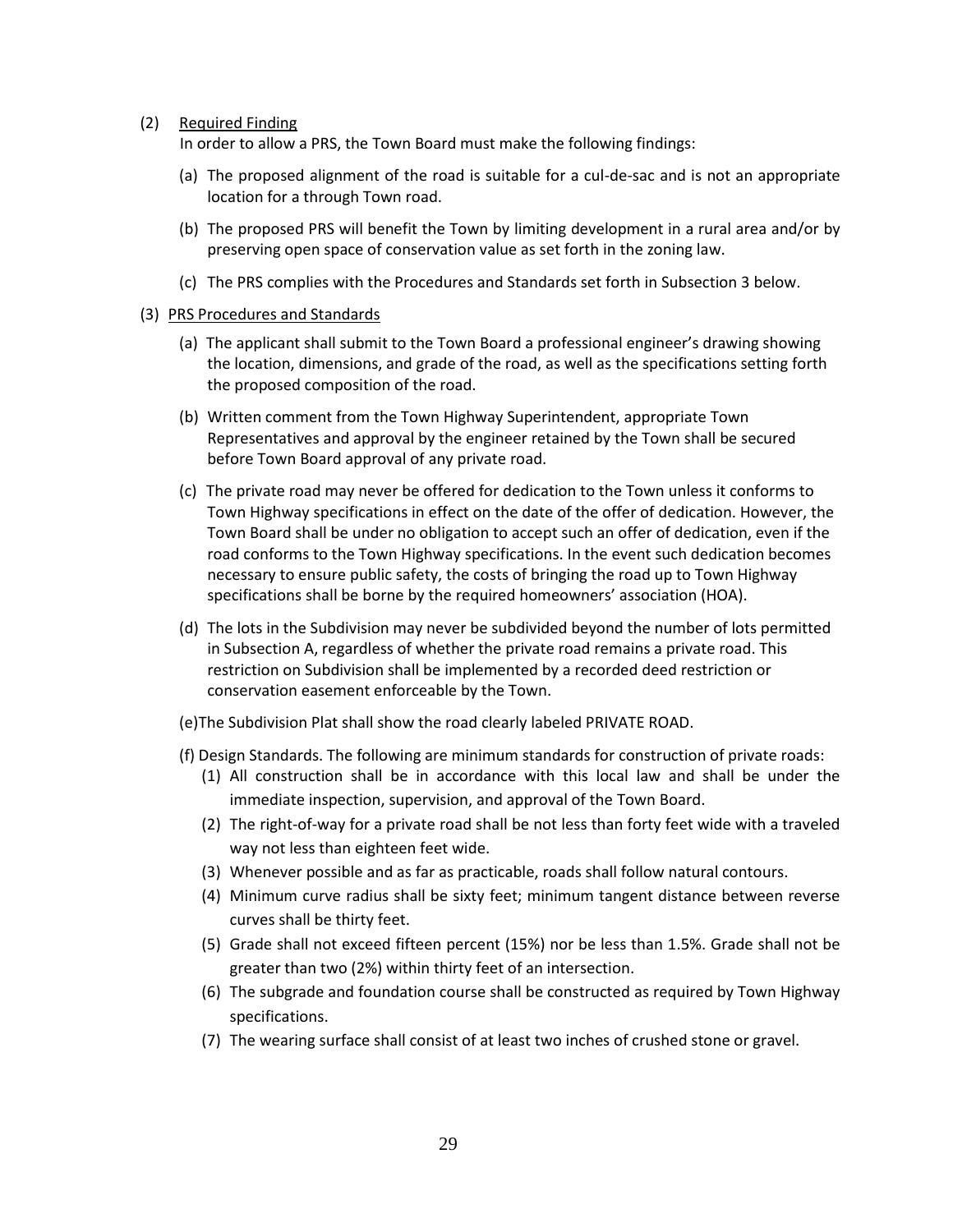(2) <u>Required Finding</u>

In order to allow a PRS, the Town Board must make the following findings:

(a) The proposed alignment of the road is suitable for a cul-de-sac and is not an appropriate location for a through Town road.

(b) The proposed PRS will benefit the Town by limiting development in a rural area and/or by preserving open space of conservation value as set forth in the zoning law.

(c) The PRS complies with the Procedures and Standards set forth in Subsection 3 below.

(3) <u>PRS Procedures and Standards</u>

(a) The applicant shall submit to the Town Board a professional engineer's drawing showing the location, dimensions, and grade of the road, as well as the specifications setting forth the proposed composition of the road.

(b) Written comment from the Town Highway Superintendent, appropriate Town Representatives and approval by the engineer retained by the Town shall be secured before Town Board approval of any private road.

(c) The private road may never be offered for dedication to the Town unless it conforms to Town Highway specifications in effect on the date of the offer of dedication. However, the Town Board shall be under no obligation to accept such an offer of dedication, even if the road conforms to the Town Highway specifications. In the event such dedication becomes necessary to ensure public safety, the costs of bringing the road up to Town Highway specifications shall be borne by the required homeowners' association (HOA).

(d) The lots in the Subdivision may never be subdivided beyond the number of lots permitted in Subsection A, regardless of whether the private road remains a private road. This restriction on Subdivision shall be implemented by a recorded deed restriction or conservation easement enforceable by the Town.

(e)The Subdivision Plat shall show the road clearly labeled PRIVATE ROAD.

(f) Design Standards. The following are minimum standards for construction of private roads:

(1) All construction shall be in accordance with this local law and shall be under the immediate inspection, supervision, and approval of the Town Board.

(2) The right-of-way for a private road shall be not less than forty feet wide with a traveled way not less than eighteen feet wide.

(3) Whenever possible and as far as practicable, roads shall follow natural contours.

(4) Minimum curve radius shall be sixty feet; minimum tangent distance between reverse curves shall be thirty feet.

(5) Grade shall not exceed fifteen percent (15%) nor be less than 1.5%. Grade shall not be greater than two (2%) within thirty feet of an intersection.

(6) The subgrade and foundation course shall be constructed as required by Town Highway specifications.

(7) The wearing surface shall consist of at least two inches of crushed stone or gravel.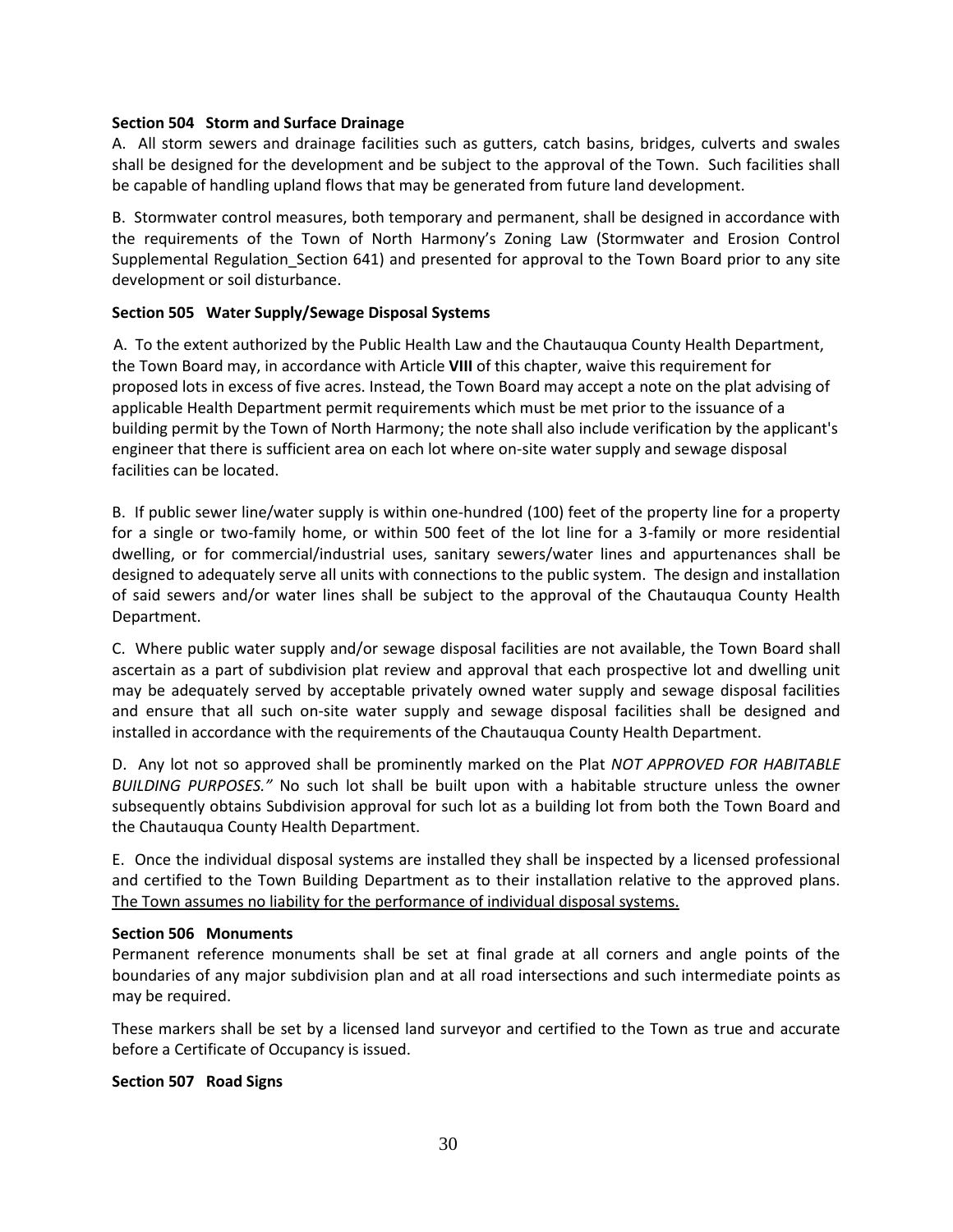**Section 504 Storm and Surface Drainage**

A. All storm sewers and drainage facilities such as gutters, catch basins, bridges, culverts and swales shall be designed for the development and be subject to the approval of the Town. Such facilities shall be capable of handling upland flows that may be generated from future land development.

B. Stormwater control measures, both temporary and permanent, shall be designed in accordance with the requirements of the Town of North Harmony's Zoning Law (Stormwater and Erosion Control Supplemental Regulation_Section 641) and presented for approval to the Town Board prior to any site development or soil disturbance.

**Section 505 Water Supply/Sewage Disposal Systems**

A. To the extent authorized by the Public Health Law and the Chautauqua County Health Department, the Town Board may, in accordance with Article **VIII** of this chapter, waive this requirement for proposed lots in excess of five acres. Instead, the Town Board may accept a note on the plat advising of applicable Health Department permit requirements which must be met prior to the issuance of a building permit by the Town of North Harmony; the note shall also include verification by the applicant's engineer that there is sufficient area on each lot where on-site water supply and sewage disposal facilities can be located.

B. If public sewer line/water supply is within one-hundred (100) feet of the property line for a property for a single or two-family home, or within 500 feet of the lot line for a 3-family or more residential dwelling, or for commercial/industrial uses, sanitary sewers/water lines and appurtenances shall be designed to adequately serve all units with connections to the public system. The design and installation of said sewers and/or water lines shall be subject to the approval of the Chautauqua County Health Department.

C. Where public water supply and/or sewage disposal facilities are not available, the Town Board shall ascertain as a part of subdivision plat review and approval that each prospective lot and dwelling unit may be adequately served by acceptable privately owned water supply and sewage disposal facilities and ensure that all such on-site water supply and sewage disposal facilities shall be designed and installed in accordance with the requirements of the Chautauqua County Health Department.

D. Any lot not so approved shall be prominently marked on the Plat *NOT APPROVED FOR HABITABLE BUILDING PURPOSES."* No such lot shall be built upon with a habitable structure unless the owner subsequently obtains Subdivision approval for such lot as a building lot from both the Town Board and the Chautauqua County Health Department.

E. Once the individual disposal systems are installed they shall be inspected by a licensed professional and certified to the Town Building Department as to their installation relative to the approved plans. <u>The Town assumes no liability for the performance of individual disposal systems.</u>

**Section 506 Monuments**

Permanent reference monuments shall be set at final grade at all corners and angle points of the boundaries of any major subdivision plan and at all road intersections and such intermediate points as may be required.

These markers shall be set by a licensed land surveyor and certified to the Town as true and accurate before a Certificate of Occupancy is issued.

**Section 507 Road Signs**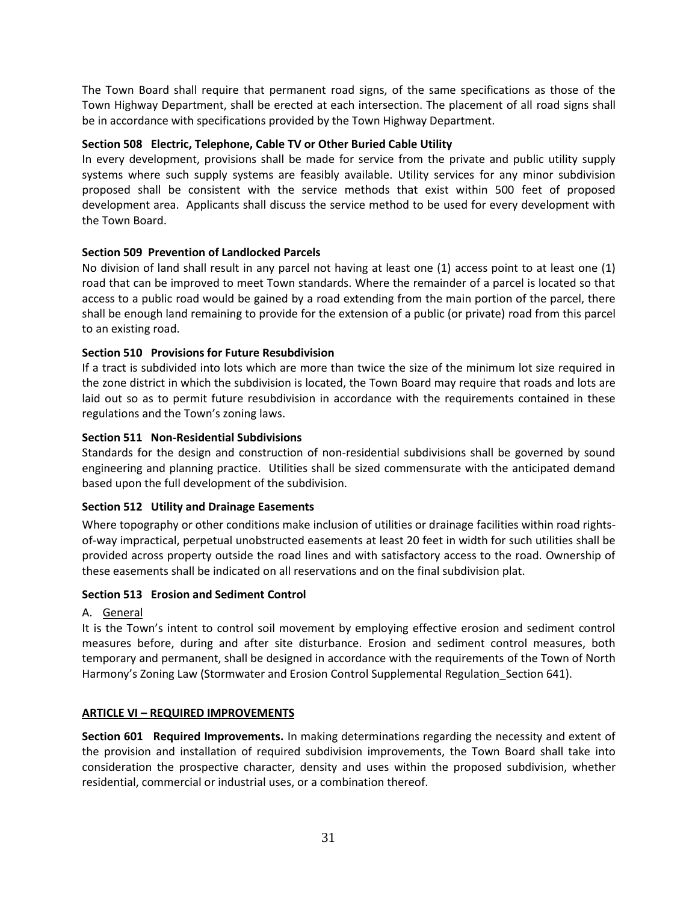The Town Board shall require that permanent road signs, of the same specifications as those of the Town Highway Department, shall be erected at each intersection. The placement of all road signs shall be in accordance with specifications provided by the Town Highway Department.

**Section 508 Electric, Telephone, Cable TV or Other Buried Cable Utility**

In every development, provisions shall be made for service from the private and public utility supply systems where such supply systems are feasibly available. Utility services for any minor subdivision proposed shall be consistent with the service methods that exist within 500 feet of proposed development area. Applicants shall discuss the service method to be used for every development with the Town Board.

**Section 509 Prevention of Landlocked Parcels**

No division of land shall result in any parcel not having at least one (1) access point to at least one (1) road that can be improved to meet Town standards. Where the remainder of a parcel is located so that access to a public road would be gained by a road extending from the main portion of the parcel, there shall be enough land remaining to provide for the extension of a public (or private) road from this parcel to an existing road.

**Section 510 Provisions for Future Resubdivision**

If a tract is subdivided into lots which are more than twice the size of the minimum lot size required in the zone district in which the subdivision is located, the Town Board may require that roads and lots are laid out so as to permit future resubdivision in accordance with the requirements contained in these regulations and the Town's zoning laws.

**Section 511 Non-Residential Subdivisions**

Standards for the design and construction of non-residential subdivisions shall be governed by sound engineering and planning practice. Utilities shall be sized commensurate with the anticipated demand based upon the full development of the subdivision.

**Section 512 Utility and Drainage Easements**

Where topography or other conditions make inclusion of utilities or drainage facilities within road rights-of-way impractical, perpetual unobstructed easements at least 20 feet in width for such utilities shall be provided across property outside the road lines and with satisfactory access to the road. Ownership of these easements shall be indicated on all reservations and on the final subdivision plat.

**Section 513 Erosion and Sediment Control**

A. General

It is the Town's intent to control soil movement by employing effective erosion and sediment control measures before, during and after site disturbance. Erosion and sediment control measures, both temporary and permanent, shall be designed in accordance with the requirements of the Town of North Harmony's Zoning Law (Stormwater and Erosion Control Supplemental Regulation_Section 641).

## ARTICLE VI – REQUIRED IMPROVEMENTS

**Section 601 Required Improvements.** In making determinations regarding the necessity and extent of the provision and installation of required subdivision improvements, the Town Board shall take into consideration the prospective character, density and uses within the proposed subdivision, whether residential, commercial or industrial uses, or a combination thereof.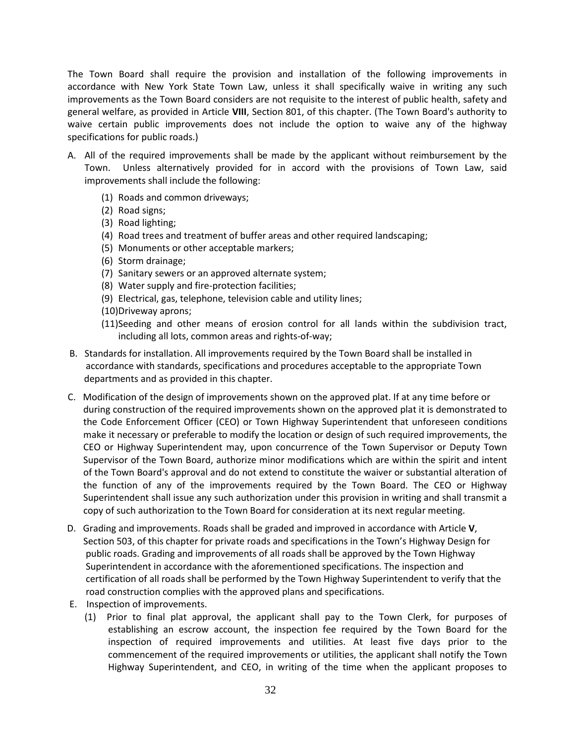The Town Board shall require the provision and installation of the following improvements in accordance with New York State Town Law, unless it shall specifically waive in writing any such improvements as the Town Board considers are not requisite to the interest of public health, safety and general welfare, as provided in Article **VIII**, Section 801, of this chapter. (The Town Board's authority to waive certain public improvements does not include the option to waive any of the highway specifications for public roads.)

A. All of the required improvements shall be made by the applicant without reimbursement by the Town. Unless alternatively provided for in accord with the provisions of Town Law, said improvements shall include the following:

   (1) Roads and common driveways;
   (2) Road signs;
   (3) Road lighting;
   (4) Road trees and treatment of buffer areas and other required landscaping;
   (5) Monuments or other acceptable markers;
   (6) Storm drainage;
   (7) Sanitary sewers or an approved alternate system;
   (8) Water supply and fire-protection facilities;
   (9) Electrical, gas, telephone, television cable and utility lines;
   (10) Driveway aprons;
   (11) Seeding and other means of erosion control for all lands within the subdivision tract, including all lots, common areas and rights-of-way;

B. Standards for installation. All improvements required by the Town Board shall be installed in accordance with standards, specifications and procedures acceptable to the appropriate Town departments and as provided in this chapter.

C. Modification of the design of improvements shown on the approved plat. If at any time before or during construction of the required improvements shown on the approved plat it is demonstrated to the Code Enforcement Officer (CEO) or Town Highway Superintendent that unforeseen conditions make it necessary or preferable to modify the location or design of such required improvements, the CEO or Highway Superintendent may, upon concurrence of the Town Supervisor or Deputy Town Supervisor of the Town Board, authorize minor modifications which are within the spirit and intent of the Town Board's approval and do not extend to constitute the waiver or substantial alteration of the function of any of the improvements required by the Town Board. The CEO or Highway Superintendent shall issue any such authorization under this provision in writing and shall transmit a copy of such authorization to the Town Board for consideration at its next regular meeting.

D. Grading and improvements. Roads shall be graded and improved in accordance with Article **V**, Section 503, of this chapter for private roads and specifications in the Town's Highway Design for public roads. Grading and improvements of all roads shall be approved by the Town Highway Superintendent in accordance with the aforementioned specifications. The inspection and certification of all roads shall be performed by the Town Highway Superintendent to verify that the road construction complies with the approved plans and specifications.

E. Inspection of improvements.

   (1) Prior to final plat approval, the applicant shall pay to the Town Clerk, for purposes of establishing an escrow account, the inspection fee required by the Town Board for the inspection of required improvements and utilities. At least five days prior to the commencement of the required improvements or utilities, the applicant shall notify the Town Highway Superintendent, and CEO, in writing of the time when the applicant proposes to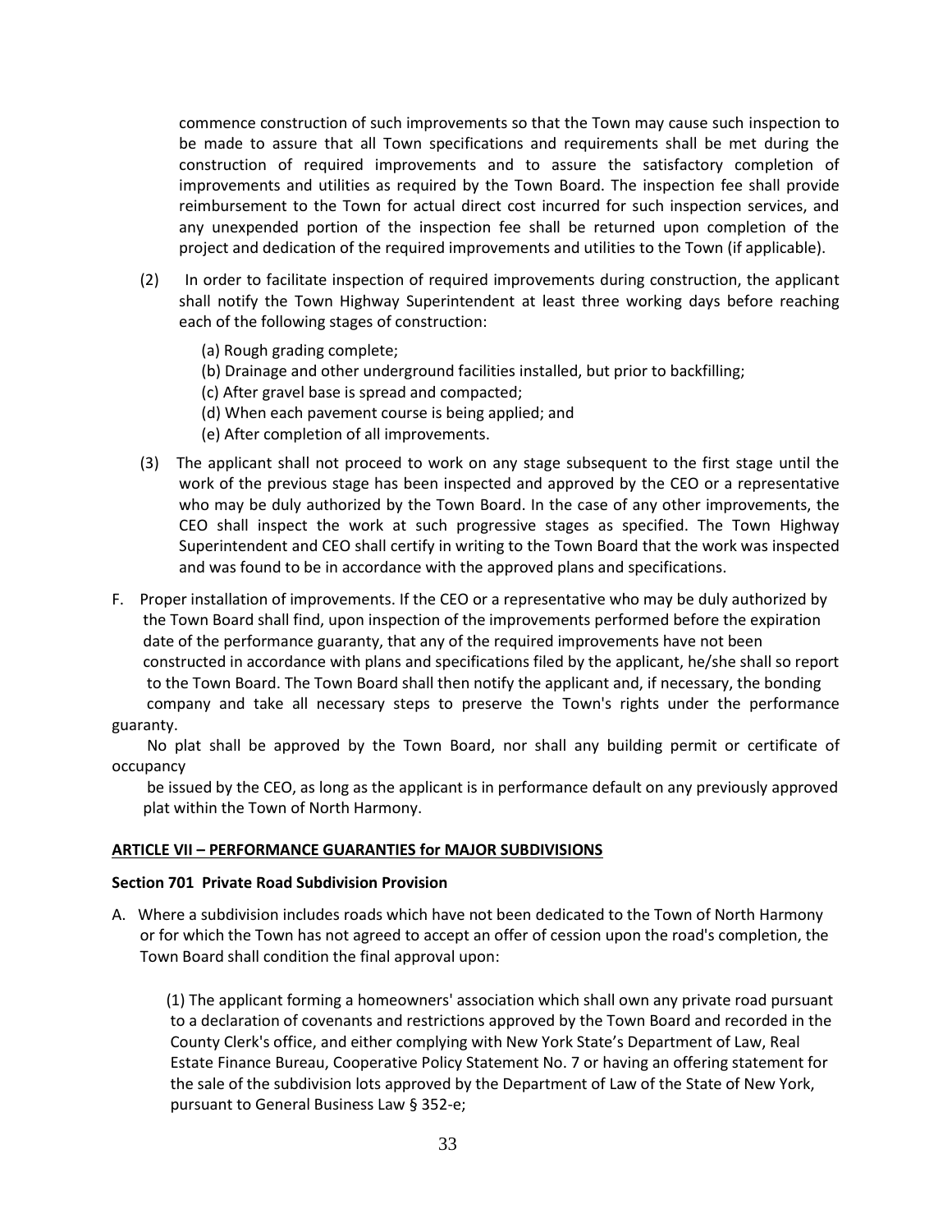commence construction of such improvements so that the Town may cause such inspection to be made to assure that all Town specifications and requirements shall be met during the construction of required improvements and to assure the satisfactory completion of improvements and utilities as required by the Town Board. The inspection fee shall provide reimbursement to the Town for actual direct cost incurred for such inspection services, and any unexpended portion of the inspection fee shall be returned upon completion of the project and dedication of the required improvements and utilities to the Town (if applicable).

(2) In order to facilitate inspection of required improvements during construction, the applicant shall notify the Town Highway Superintendent at least three working days before reaching each of the following stages of construction:

(a) Rough grading complete;
(b) Drainage and other underground facilities installed, but prior to backfilling;
(c) After gravel base is spread and compacted;
(d) When each pavement course is being applied; and
(e) After completion of all improvements.

(3) The applicant shall not proceed to work on any stage subsequent to the first stage until the work of the previous stage has been inspected and approved by the CEO or a representative who may be duly authorized by the Town Board. In the case of any other improvements, the CEO shall inspect the work at such progressive stages as specified. The Town Highway Superintendent and CEO shall certify in writing to the Town Board that the work was inspected and was found to be in accordance with the approved plans and specifications.

F. Proper installation of improvements. If the CEO or a representative who may be duly authorized by the Town Board shall find, upon inspection of the improvements performed before the expiration date of the performance guaranty, that any of the required improvements have not been constructed in accordance with plans and specifications filed by the applicant, he/she shall so report to the Town Board. The Town Board shall then notify the applicant and, if necessary, the bonding company and take all necessary steps to preserve the Town's rights under the performance guaranty.

No plat shall be approved by the Town Board, nor shall any building permit or certificate of occupancy be issued by the CEO, as long as the applicant is in performance default on any previously approved plat within the Town of North Harmony.

## ARTICLE VII – PERFORMANCE GUARANTIES for MAJOR SUBDIVISIONS

### Section 701 Private Road Subdivision Provision

A. Where a subdivision includes roads which have not been dedicated to the Town of North Harmony or for which the Town has not agreed to accept an offer of cession upon the road's completion, the Town Board shall condition the final approval upon:

(1) The applicant forming a homeowners' association which shall own any private road pursuant to a declaration of covenants and restrictions approved by the Town Board and recorded in the County Clerk's office, and either complying with New York State's Department of Law, Real Estate Finance Bureau, Cooperative Policy Statement No. 7 or having an offering statement for the sale of the subdivision lots approved by the Department of Law of the State of New York, pursuant to General Business Law § 352-e;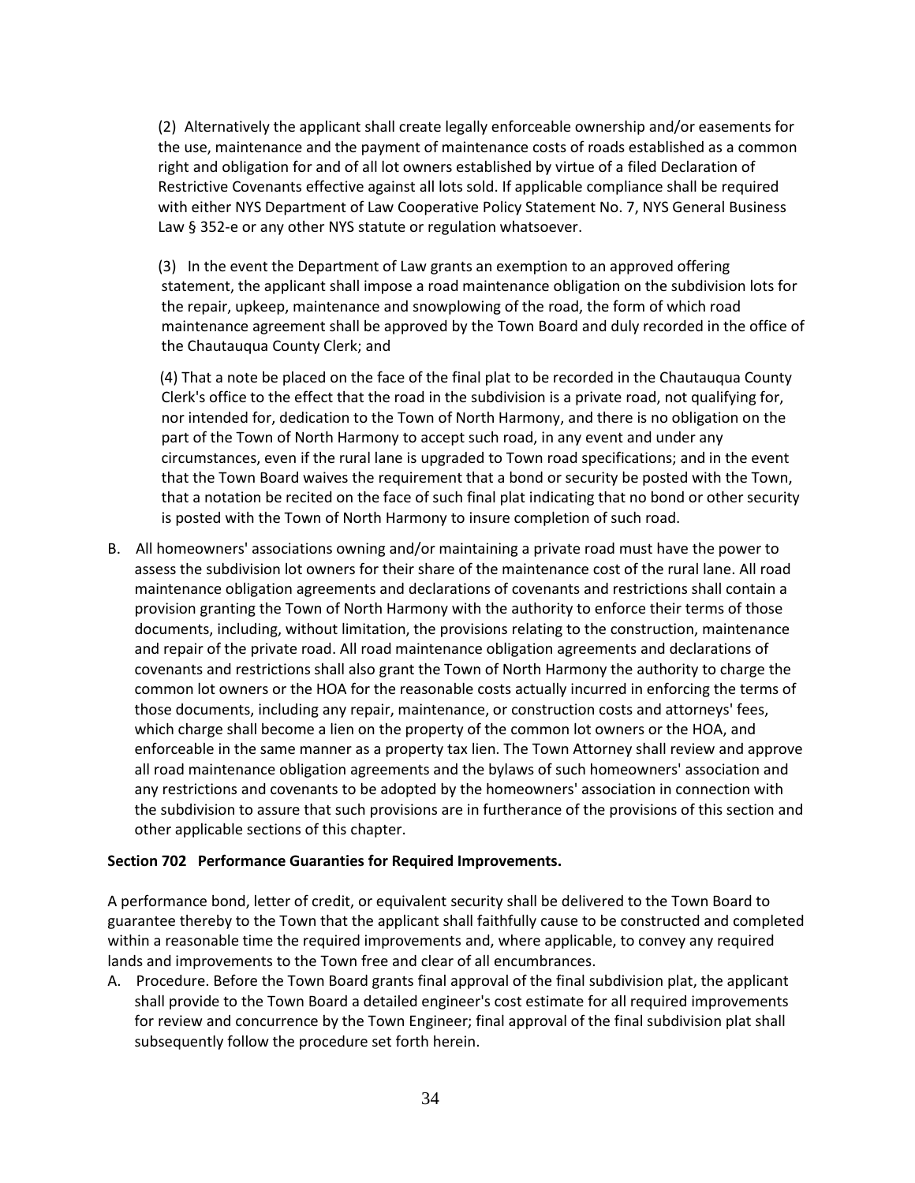(2) Alternatively the applicant shall create legally enforceable ownership and/or easements for the use, maintenance and the payment of maintenance costs of roads established as a common right and obligation for and of all lot owners established by virtue of a filed Declaration of Restrictive Covenants effective against all lots sold. If applicable compliance shall be required with either NYS Department of Law Cooperative Policy Statement No. 7, NYS General Business Law § 352-e or any other NYS statute or regulation whatsoever.

(3) In the event the Department of Law grants an exemption to an approved offering statement, the applicant shall impose a road maintenance obligation on the subdivision lots for the repair, upkeep, maintenance and snowplowing of the road, the form of which road maintenance agreement shall be approved by the Town Board and duly recorded in the office of the Chautauqua County Clerk; and

(4) That a note be placed on the face of the final plat to be recorded in the Chautauqua County Clerk's office to the effect that the road in the subdivision is a private road, not qualifying for, nor intended for, dedication to the Town of North Harmony, and there is no obligation on the part of the Town of North Harmony to accept such road, in any event and under any circumstances, even if the rural lane is upgraded to Town road specifications; and in the event that the Town Board waives the requirement that a bond or security be posted with the Town, that a notation be recited on the face of such final plat indicating that no bond or other security is posted with the Town of North Harmony to insure completion of such road.

B. All homeowners' associations owning and/or maintaining a private road must have the power to assess the subdivision lot owners for their share of the maintenance cost of the rural lane. All road maintenance obligation agreements and declarations of covenants and restrictions shall contain a provision granting the Town of North Harmony with the authority to enforce their terms of those documents, including, without limitation, the provisions relating to the construction, maintenance and repair of the private road. All road maintenance obligation agreements and declarations of covenants and restrictions shall also grant the Town of North Harmony the authority to charge the common lot owners or the HOA for the reasonable costs actually incurred in enforcing the terms of those documents, including any repair, maintenance, or construction costs and attorneys' fees, which charge shall become a lien on the property of the common lot owners or the HOA, and enforceable in the same manner as a property tax lien. The Town Attorney shall review and approve all road maintenance obligation agreements and the bylaws of such homeowners' association and any restrictions and covenants to be adopted by the homeowners' association in connection with the subdivision to assure that such provisions are in furtherance of the provisions of this section and other applicable sections of this chapter.

**Section 702 Performance Guaranties for Required Improvements.**

A performance bond, letter of credit, or equivalent security shall be delivered to the Town Board to guarantee thereby to the Town that the applicant shall faithfully cause to be constructed and completed within a reasonable time the required improvements and, where applicable, to convey any required lands and improvements to the Town free and clear of all encumbrances.

A. Procedure. Before the Town Board grants final approval of the final subdivision plat, the applicant shall provide to the Town Board a detailed engineer's cost estimate for all required improvements for review and concurrence by the Town Engineer; final approval of the final subdivision plat shall subsequently follow the procedure set forth herein.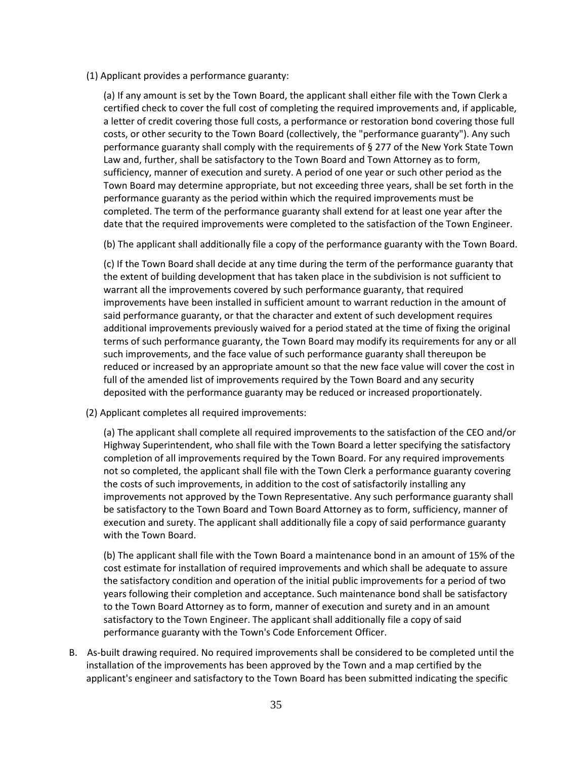(1) Applicant provides a performance guaranty:

(a) If any amount is set by the Town Board, the applicant shall either file with the Town Clerk a certified check to cover the full cost of completing the required improvements and, if applicable, a letter of credit covering those full costs, a performance or restoration bond covering those full costs, or other security to the Town Board (collectively, the "performance guaranty"). Any such performance guaranty shall comply with the requirements of § 277 of the New York State Town Law and, further, shall be satisfactory to the Town Board and Town Attorney as to form, sufficiency, manner of execution and surety. A period of one year or such other period as the Town Board may determine appropriate, but not exceeding three years, shall be set forth in the performance guaranty as the period within which the required improvements must be completed. The term of the performance guaranty shall extend for at least one year after the date that the required improvements were completed to the satisfaction of the Town Engineer.

(b) The applicant shall additionally file a copy of the performance guaranty with the Town Board.

(c) If the Town Board shall decide at any time during the term of the performance guaranty that the extent of building development that has taken place in the subdivision is not sufficient to warrant all the improvements covered by such performance guaranty, that required improvements have been installed in sufficient amount to warrant reduction in the amount of said performance guaranty, or that the character and extent of such development requires additional improvements previously waived for a period stated at the time of fixing the original terms of such performance guaranty, the Town Board may modify its requirements for any or all such improvements, and the face value of such performance guaranty shall thereupon be reduced or increased by an appropriate amount so that the new face value will cover the cost in full of the amended list of improvements required by the Town Board and any security deposited with the performance guaranty may be reduced or increased proportionately.

(2) Applicant completes all required improvements:

(a) The applicant shall complete all required improvements to the satisfaction of the CEO and/or Highway Superintendent, who shall file with the Town Board a letter specifying the satisfactory completion of all improvements required by the Town Board. For any required improvements not so completed, the applicant shall file with the Town Clerk a performance guaranty covering the costs of such improvements, in addition to the cost of satisfactorily installing any improvements not approved by the Town Representative. Any such performance guaranty shall be satisfactory to the Town Board and Town Board Attorney as to form, sufficiency, manner of execution and surety. The applicant shall additionally file a copy of said performance guaranty with the Town Board.

(b) The applicant shall file with the Town Board a maintenance bond in an amount of 15% of the cost estimate for installation of required improvements and which shall be adequate to assure the satisfactory condition and operation of the initial public improvements for a period of two years following their completion and acceptance. Such maintenance bond shall be satisfactory to the Town Board Attorney as to form, manner of execution and surety and in an amount satisfactory to the Town Engineer. The applicant shall additionally file a copy of said performance guaranty with the Town's Code Enforcement Officer.

B. As-built drawing required. No required improvements shall be considered to be completed until the installation of the improvements has been approved by the Town and a map certified by the applicant's engineer and satisfactory to the Town Board has been submitted indicating the specific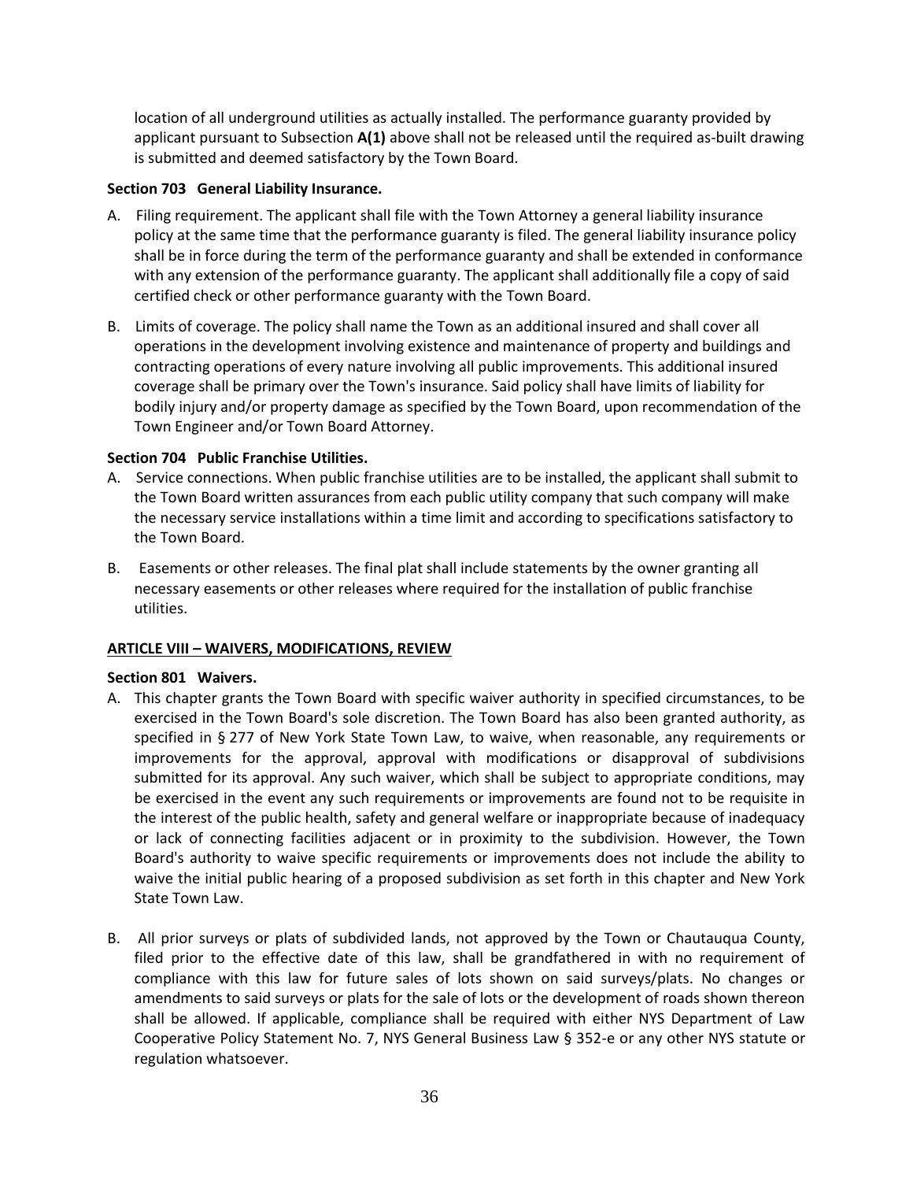location of all underground utilities as actually installed. The performance guaranty provided by applicant pursuant to Subsection **A(1)** above shall not be released until the required as-built drawing is submitted and deemed satisfactory by the Town Board.

**Section 703 General Liability Insurance.**

A. Filing requirement. The applicant shall file with the Town Attorney a general liability insurance policy at the same time that the performance guaranty is filed. The general liability insurance policy shall be in force during the term of the performance guaranty and shall be extended in conformance with any extension of the performance guaranty. The applicant shall additionally file a copy of said certified check or other performance guaranty with the Town Board.

B. Limits of coverage. The policy shall name the Town as an additional insured and shall cover all operations in the development involving existence and maintenance of property and buildings and contracting operations of every nature involving all public improvements. This additional insured coverage shall be primary over the Town's insurance. Said policy shall have limits of liability for bodily injury and/or property damage as specified by the Town Board, upon recommendation of the Town Engineer and/or Town Board Attorney.

**Section 704 Public Franchise Utilities.**

A. Service connections. When public franchise utilities are to be installed, the applicant shall submit to the Town Board written assurances from each public utility company that such company will make the necessary service installations within a time limit and according to specifications satisfactory to the Town Board.

B. Easements or other releases. The final plat shall include statements by the owner granting all necessary easements or other releases where required for the installation of public franchise utilities.

## ARTICLE VIII – WAIVERS, MODIFICATIONS, REVIEW

**Section 801 Waivers.**

A. This chapter grants the Town Board with specific waiver authority in specified circumstances, to be exercised in the Town Board's sole discretion. The Town Board has also been granted authority, as specified in § 277 of New York State Town Law, to waive, when reasonable, any requirements or improvements for the approval, approval with modifications or disapproval of subdivisions submitted for its approval. Any such waiver, which shall be subject to appropriate conditions, may be exercised in the event any such requirements or improvements are found not to be requisite in the interest of the public health, safety and general welfare or inappropriate because of inadequacy or lack of connecting facilities adjacent or in proximity to the subdivision. However, the Town Board's authority to waive specific requirements or improvements does not include the ability to waive the initial public hearing of a proposed subdivision as set forth in this chapter and New York State Town Law.

B. All prior surveys or plats of subdivided lands, not approved by the Town or Chautauqua County, filed prior to the effective date of this law, shall be grandfathered in with no requirement of compliance with this law for future sales of lots shown on said surveys/plats. No changes or amendments to said surveys or plats for the sale of lots or the development of roads shown thereon shall be allowed. If applicable, compliance shall be required with either NYS Department of Law Cooperative Policy Statement No. 7, NYS General Business Law § 352-e or any other NYS statute or regulation whatsoever.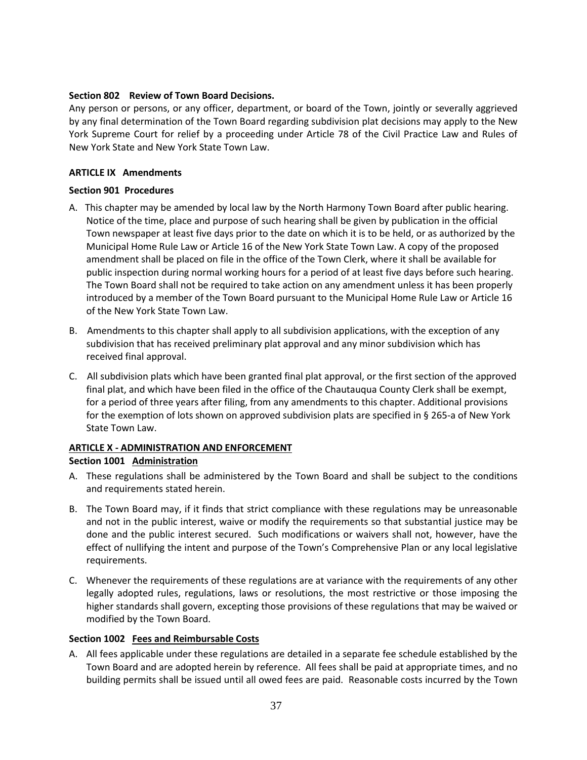**Section 802 Review of Town Board Decisions.**

Any person or persons, or any officer, department, or board of the Town, jointly or severally aggrieved by any final determination of the Town Board regarding subdivision plat decisions may apply to the New York Supreme Court for relief by a proceeding under Article 78 of the Civil Practice Law and Rules of New York State and New York State Town Law.

**ARTICLE IX Amendments**

**Section 901 Procedures**

A. This chapter may be amended by local law by the North Harmony Town Board after public hearing. Notice of the time, place and purpose of such hearing shall be given by publication in the official Town newspaper at least five days prior to the date on which it is to be held, or as authorized by the Municipal Home Rule Law or Article 16 of the New York State Town Law. A copy of the proposed amendment shall be placed on file in the office of the Town Clerk, where it shall be available for public inspection during normal working hours for a period of at least five days before such hearing. The Town Board shall not be required to take action on any amendment unless it has been properly introduced by a member of the Town Board pursuant to the Municipal Home Rule Law or Article 16 of the New York State Town Law.

B. Amendments to this chapter shall apply to all subdivision applications, with the exception of any subdivision that has received preliminary plat approval and any minor subdivision which has received final approval.

C. All subdivision plats which have been granted final plat approval, or the first section of the approved final plat, and which have been filed in the office of the Chautauqua County Clerk shall be exempt, for a period of three years after filing, from any amendments to this chapter. Additional provisions for the exemption of lots shown on approved subdivision plats are specified in § 265-a of New York State Town Law.

**ARTICLE X - ADMINISTRATION AND ENFORCEMENT**

**Section 1001 Administration**

A. These regulations shall be administered by the Town Board and shall be subject to the conditions and requirements stated herein.

B. The Town Board may, if it finds that strict compliance with these regulations may be unreasonable and not in the public interest, waive or modify the requirements so that substantial justice may be done and the public interest secured. Such modifications or waivers shall not, however, have the effect of nullifying the intent and purpose of the Town's Comprehensive Plan or any local legislative requirements.

C. Whenever the requirements of these regulations are at variance with the requirements of any other legally adopted rules, regulations, laws or resolutions, the most restrictive or those imposing the higher standards shall govern, excepting those provisions of these regulations that may be waived or modified by the Town Board.

**Section 1002 Fees and Reimbursable Costs**

A. All fees applicable under these regulations are detailed in a separate fee schedule established by the Town Board and are adopted herein by reference. All fees shall be paid at appropriate times, and no building permits shall be issued until all owed fees are paid. Reasonable costs incurred by the Town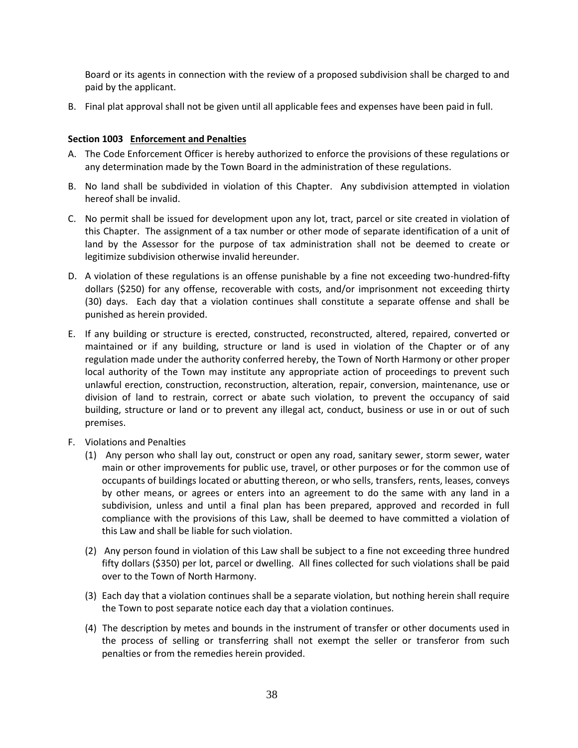Board or its agents in connection with the review of a proposed subdivision shall be charged to and paid by the applicant.

B. Final plat approval shall not be given until all applicable fees and expenses have been paid in full.

**Section 1003 Enforcement and Penalties**

A. The Code Enforcement Officer is hereby authorized to enforce the provisions of these regulations or any determination made by the Town Board in the administration of these regulations.

B. No land shall be subdivided in violation of this Chapter. Any subdivision attempted in violation hereof shall be invalid.

C. No permit shall be issued for development upon any lot, tract, parcel or site created in violation of this Chapter. The assignment of a tax number or other mode of separate identification of a unit of land by the Assessor for the purpose of tax administration shall not be deemed to create or legitimize subdivision otherwise invalid hereunder.

D. A violation of these regulations is an offense punishable by a fine not exceeding two-hundred-fifty dollars ($250) for any offense, recoverable with costs, and/or imprisonment not exceeding thirty (30) days. Each day that a violation continues shall constitute a separate offense and shall be punished as herein provided.

E. If any building or structure is erected, constructed, reconstructed, altered, repaired, converted or maintained or if any building, structure or land is used in violation of the Chapter or of any regulation made under the authority conferred hereby, the Town of North Harmony or other proper local authority of the Town may institute any appropriate action of proceedings to prevent such unlawful erection, construction, reconstruction, alteration, repair, conversion, maintenance, use or division of land to restrain, correct or abate such violation, to prevent the occupancy of said building, structure or land or to prevent any illegal act, conduct, business or use in or out of such premises.

F. Violations and Penalties

   (1) Any person who shall lay out, construct or open any road, sanitary sewer, storm sewer, water main or other improvements for public use, travel, or other purposes or for the common use of occupants of buildings located or abutting thereon, or who sells, transfers, rents, leases, conveys by other means, or agrees or enters into an agreement to do the same with any land in a subdivision, unless and until a final plan has been prepared, approved and recorded in full compliance with the provisions of this Law, shall be deemed to have committed a violation of this Law and shall be liable for such violation.

   (2) Any person found in violation of this Law shall be subject to a fine not exceeding three hundred fifty dollars ($350) per lot, parcel or dwelling. All fines collected for such violations shall be paid over to the Town of North Harmony.

   (3) Each day that a violation continues shall be a separate violation, but nothing herein shall require the Town to post separate notice each day that a violation continues.

   (4) The description by metes and bounds in the instrument of transfer or other documents used in the process of selling or transferring shall not exempt the seller or transferor from such penalties or from the remedies herein provided.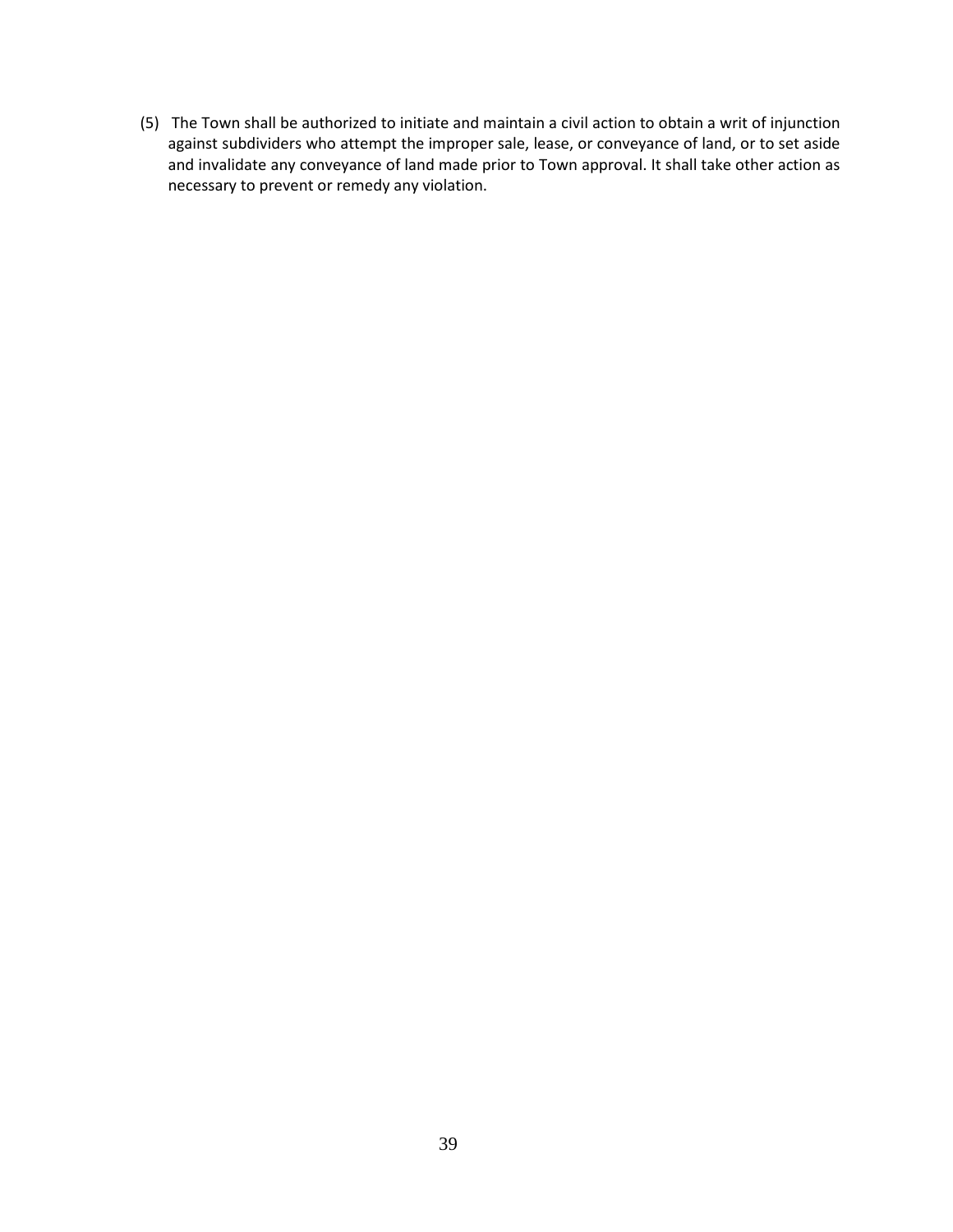(5) The Town shall be authorized to initiate and maintain a civil action to obtain a writ of injunction against subdividers who attempt the improper sale, lease, or conveyance of land, or to set aside and invalidate any conveyance of land made prior to Town approval. It shall take other action as necessary to prevent or remedy any violation.